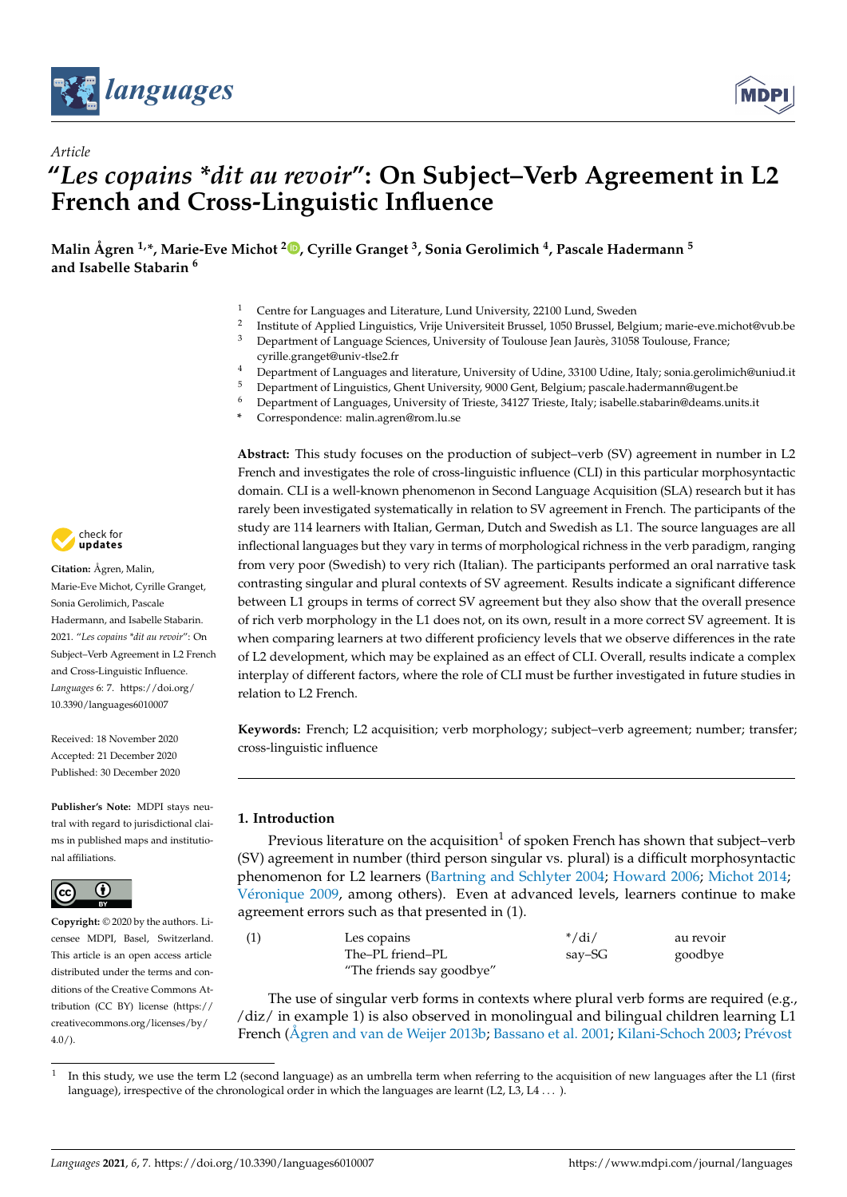*Article*

# "*Les copains \*dit au revoir*": On Subject–Verb Agreement in L2 French and Cross-Linguistic Influence

**Malin Ågren [1,*], Marie-Eve Michot [2], Cyrille Granget [3], Sonia Gerolimich [4], Pascale Hadermann [5] and Isabelle Stabarin [6]**

[1] Centre for Languages and Literature, Lund University, 22100 Lund, Sweden
[2] Institute of Applied Linguistics, Vrije Universiteit Brussel, 1050 Brussel, Belgium; marie-eve.michot@vub.be
[3] Department of Language Sciences, University of Toulouse Jean Jaurès, 31058 Toulouse, France; cyrille.granget@univ-tlse2.fr
[4] Department of Languages and literature, University of Udine, 33100 Udine, Italy; sonia.gerolimich@uniud.it
[5] Department of Linguistics, Ghent University, 9000 Gent, Belgium; pascale.hadermann@ugent.be
[6] Department of Languages, University of Trieste, 34127 Trieste, Italy; isabelle.stabarin@deams.units.it
\* Correspondence: malin.agren@rom.lu.se

**Abstract:** This study focuses on the production of subject–verb (SV) agreement in number in L2 French and investigates the role of cross-linguistic influence (CLI) in this particular morphosyntactic domain. CLI is a well-known phenomenon in Second Language Acquisition (SLA) research but it has rarely been investigated systematically in relation to SV agreement in French. The participants of the study are 114 learners with Italian, German, Dutch and Swedish as L1. The source languages are all inflectional languages but they vary in terms of morphological richness in the verb paradigm, ranging from very poor (Swedish) to very rich (Italian). The participants performed an oral narrative task contrasting singular and plural contexts of SV agreement. Results indicate a significant difference between L1 groups in terms of correct SV agreement but they also show that the overall presence of rich verb morphology in the L1 does not, on its own, result in a more correct SV agreement. It is when comparing learners at two different proficiency levels that we observe differences in the rate of L2 development, which may be explained as an effect of CLI. Overall, results indicate a complex interplay of different factors, where the role of CLI must be further investigated in future studies in relation to L2 French.

**Keywords:** French; L2 acquisition; verb morphology; subject–verb agreement; number; transfer; cross-linguistic influence

**Citation:** Ågren, Malin, Marie-Eve Michot, Cyrille Granget, Sonia Gerolimich, Pascale Hadermann, and Isabelle Stabarin. 2021. "*Les copains \*dit au revoir*": On Subject–Verb Agreement in L2 French and Cross-Linguistic Influence. *Languages* 6: 7. https://doi.org/10.3390/languages6010007

Received: 18 November 2020
Accepted: 21 December 2020
Published: 30 December 2020

**Publisher's Note:** MDPI stays neutral with regard to jurisdictional claims in published maps and institutional affiliations.

**Copyright:** © 2020 by the authors. Licensee MDPI, Basel, Switzerland. This article is an open access article distributed under the terms and conditions of the Creative Commons Attribution (CC BY) license (https://creativecommons.org/licenses/by/4.0/).

## 1. Introduction

Previous literature on the acquisition[1] of spoken French has shown that subject–verb (SV) agreement in number (third person singular vs. plural) is a difficult morphosyntactic phenomenon for L2 learners (Bartning and Schlyter 2004; Howard 2006; Michot 2014; Véronique 2009, among others). Even at advanced levels, learners continue to make agreement errors such as that presented in (1).

| (1) | Les copains | \*/di/ | au revoir |
|---|---|---|---|
| | The–PL friend–PL | say–SG | goodbye |
| | "The friends say goodbye" | | |

The use of singular verb forms in contexts where plural verb forms are required (e.g., /diz/ in example 1) is also observed in monolingual and bilingual children learning L1 French (Ågren and van de Weijer 2013b; Bassano et al. 2001; Kilani-Schoch 2003; Prévost

[1] In this study, we use the term L2 (second language) as an umbrella term when referring to the acquisition of new languages after the L1 (first language), irrespective of the chronological order in which the languages are learnt (L2, L3, L4 ... ).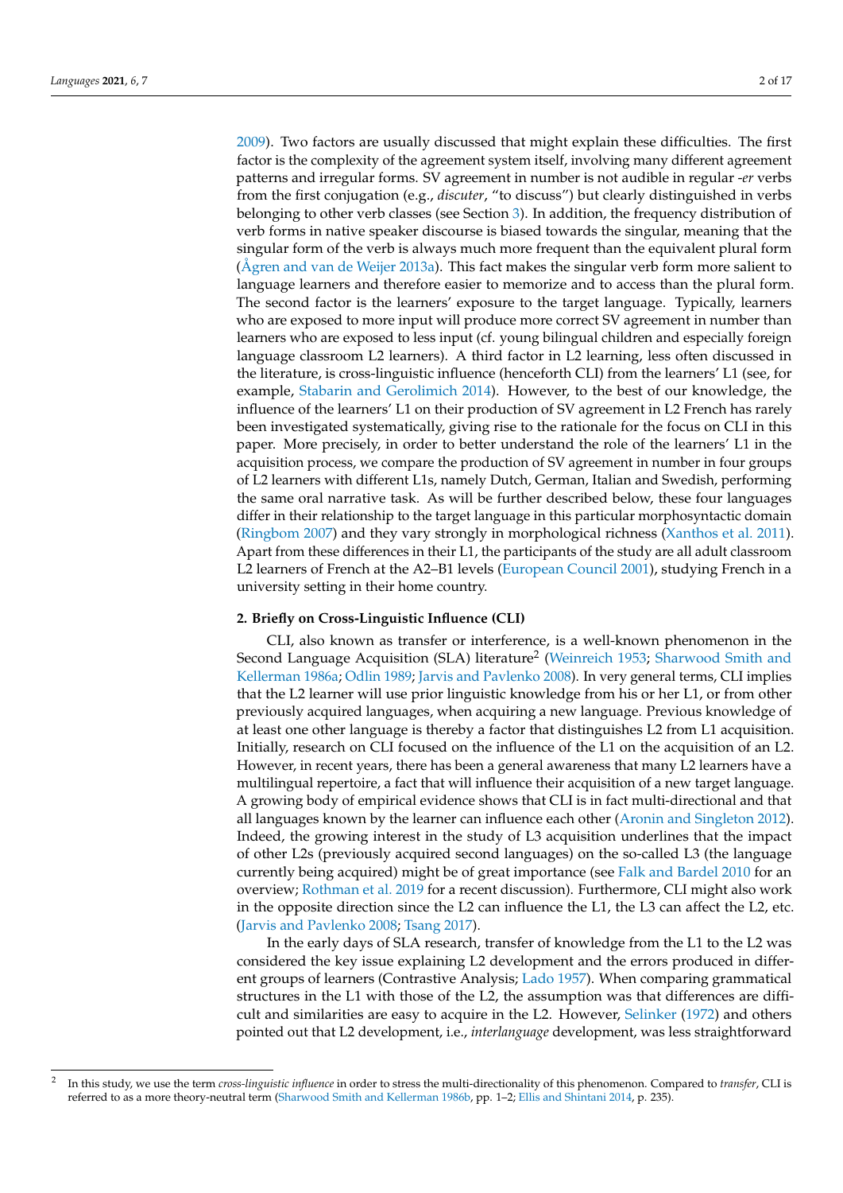2009). Two factors are usually discussed that might explain these difficulties. The first factor is the complexity of the agreement system itself, involving many different agreement patterns and irregular forms. SV agreement in number is not audible in regular *-er* verbs from the first conjugation (e.g., *discuter*, "to discuss") but clearly distinguished in verbs belonging to other verb classes (see Section 3). In addition, the frequency distribution of verb forms in native speaker discourse is biased towards the singular, meaning that the singular form of the verb is always much more frequent than the equivalent plural form (Ågren and van de Weijer 2013a). This fact makes the singular verb form more salient to language learners and therefore easier to memorize and to access than the plural form. The second factor is the learners' exposure to the target language. Typically, learners who are exposed to more input will produce more correct SV agreement in number than learners who are exposed to less input (cf. young bilingual children and especially foreign language classroom L2 learners). A third factor in L2 learning, less often discussed in the literature, is cross-linguistic influence (henceforth CLI) from the learners' L1 (see, for example, Stabarin and Gerolimich 2014). However, to the best of our knowledge, the influence of the learners' L1 on their production of SV agreement in L2 French has rarely been investigated systematically, giving rise to the rationale for the focus on CLI in this paper. More precisely, in order to better understand the role of the learners' L1 in the acquisition process, we compare the production of SV agreement in number in four groups of L2 learners with different L1s, namely Dutch, German, Italian and Swedish, performing the same oral narrative task. As will be further described below, these four languages differ in their relationship to the target language in this particular morphosyntactic domain (Ringbom 2007) and they vary strongly in morphological richness (Xanthos et al. 2011). Apart from these differences in their L1, the participants of the study are all adult classroom L2 learners of French at the A2–B1 levels (European Council 2001), studying French in a university setting in their home country.

## 2. Briefly on Cross-Linguistic Influence (CLI)

CLI, also known as transfer or interference, is a well-known phenomenon in the Second Language Acquisition (SLA) literature[2] (Weinreich 1953; Sharwood Smith and Kellerman 1986a; Odlin 1989; Jarvis and Pavlenko 2008). In very general terms, CLI implies that the L2 learner will use prior linguistic knowledge from his or her L1, or from other previously acquired languages, when acquiring a new language. Previous knowledge of at least one other language is thereby a factor that distinguishes L2 from L1 acquisition. Initially, research on CLI focused on the influence of the L1 on the acquisition of an L2. However, in recent years, there has been a general awareness that many L2 learners have a multilingual repertoire, a fact that will influence their acquisition of a new target language. A growing body of empirical evidence shows that CLI is in fact multi-directional and that all languages known by the learner can influence each other (Aronin and Singleton 2012). Indeed, the growing interest in the study of L3 acquisition underlines that the impact of other L2s (previously acquired second languages) on the so-called L3 (the language currently being acquired) might be of great importance (see Falk and Bardel 2010 for an overview; Rothman et al. 2019 for a recent discussion). Furthermore, CLI might also work in the opposite direction since the L2 can influence the L1, the L3 can affect the L2, etc. (Jarvis and Pavlenko 2008; Tsang 2017).

In the early days of SLA research, transfer of knowledge from the L1 to the L2 was considered the key issue explaining L2 development and the errors produced in different groups of learners (Contrastive Analysis; Lado 1957). When comparing grammatical structures in the L1 with those of the L2, the assumption was that differences are difficult and similarities are easy to acquire in the L2. However, Selinker (1972) and others pointed out that L2 development, i.e., *interlanguage* development, was less straightforward

[2] In this study, we use the term *cross-linguistic influence* in order to stress the multi-directionality of this phenomenon. Compared to *transfer*, CLI is referred to as a more theory-neutral term (Sharwood Smith and Kellerman 1986b, pp. 1–2; Ellis and Shintani 2014, p. 235).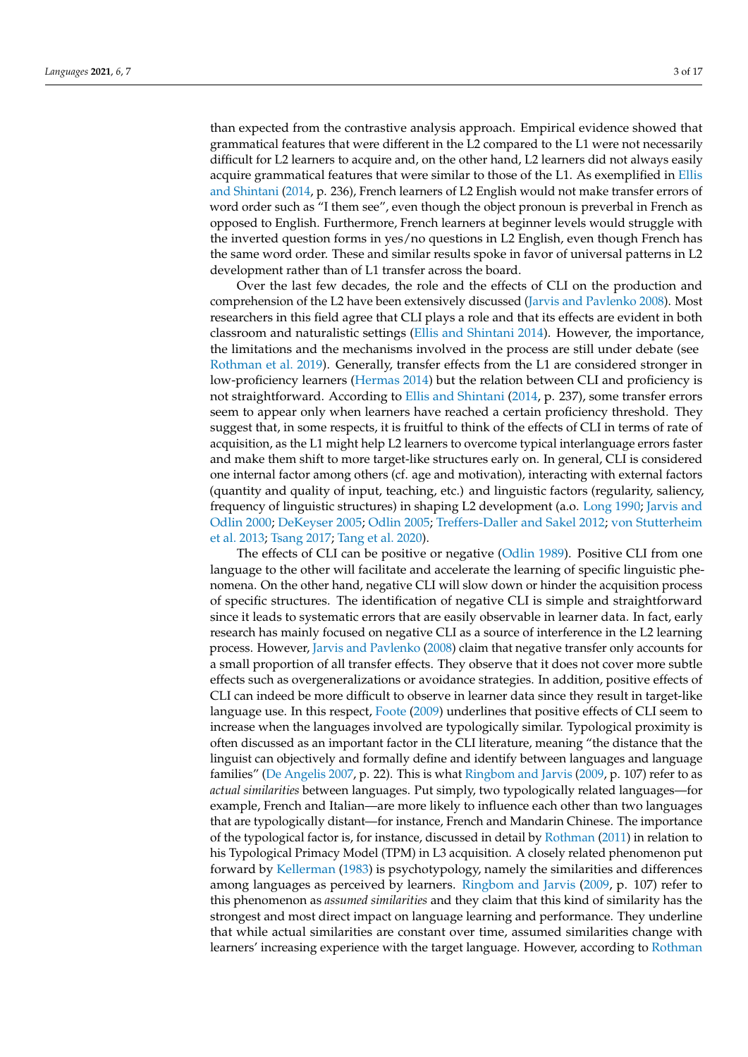than expected from the contrastive analysis approach. Empirical evidence showed that grammatical features that were different in the L2 compared to the L1 were not necessarily difficult for L2 learners to acquire and, on the other hand, L2 learners did not always easily acquire grammatical features that were similar to those of the L1. As exemplified in Ellis and Shintani (2014, p. 236), French learners of L2 English would not make transfer errors of word order such as "I them see", even though the object pronoun is preverbal in French as opposed to English. Furthermore, French learners at beginner levels would struggle with the inverted question forms in yes/no questions in L2 English, even though French has the same word order. These and similar results spoke in favor of universal patterns in L2 development rather than of L1 transfer across the board.

Over the last few decades, the role and the effects of CLI on the production and comprehension of the L2 have been extensively discussed (Jarvis and Pavlenko 2008). Most researchers in this field agree that CLI plays a role and that its effects are evident in both classroom and naturalistic settings (Ellis and Shintani 2014). However, the importance, the limitations and the mechanisms involved in the process are still under debate (see Rothman et al. 2019). Generally, transfer effects from the L1 are considered stronger in low-proficiency learners (Hermas 2014) but the relation between CLI and proficiency is not straightforward. According to Ellis and Shintani (2014, p. 237), some transfer errors seem to appear only when learners have reached a certain proficiency threshold. They suggest that, in some respects, it is fruitful to think of the effects of CLI in terms of rate of acquisition, as the L1 might help L2 learners to overcome typical interlanguage errors faster and make them shift to more target-like structures early on. In general, CLI is considered one internal factor among others (cf. age and motivation), interacting with external factors (quantity and quality of input, teaching, etc.) and linguistic factors (regularity, saliency, frequency of linguistic structures) in shaping L2 development (a.o. Long 1990; Jarvis and Odlin 2000; DeKeyser 2005; Odlin 2005; Treffers-Daller and Sakel 2012; von Stutterheim et al. 2013; Tsang 2017; Tang et al. 2020).

The effects of CLI can be positive or negative (Odlin 1989). Positive CLI from one language to the other will facilitate and accelerate the learning of specific linguistic phenomena. On the other hand, negative CLI will slow down or hinder the acquisition process of specific structures. The identification of negative CLI is simple and straightforward since it leads to systematic errors that are easily observable in learner data. In fact, early research has mainly focused on negative CLI as a source of interference in the L2 learning process. However, Jarvis and Pavlenko (2008) claim that negative transfer only accounts for a small proportion of all transfer effects. They observe that it does not cover more subtle effects such as overgeneralizations or avoidance strategies. In addition, positive effects of CLI can indeed be more difficult to observe in learner data since they result in target-like language use. In this respect, Foote (2009) underlines that positive effects of CLI seem to increase when the languages involved are typologically similar. Typological proximity is often discussed as an important factor in the CLI literature, meaning "the distance that the linguist can objectively and formally define and identify between languages and language families" (De Angelis 2007, p. 22). This is what Ringbom and Jarvis (2009, p. 107) refer to as *actual similarities* between languages. Put simply, two typologically related languages—for example, French and Italian—are more likely to influence each other than two languages that are typologically distant—for instance, French and Mandarin Chinese. The importance of the typological factor is, for instance, discussed in detail by Rothman (2011) in relation to his Typological Primacy Model (TPM) in L3 acquisition. A closely related phenomenon put forward by Kellerman (1983) is psychotypology, namely the similarities and differences among languages as perceived by learners. Ringbom and Jarvis (2009, p. 107) refer to this phenomenon as *assumed similarities* and they claim that this kind of similarity has the strongest and most direct impact on language learning and performance. They underline that while actual similarities are constant over time, assumed similarities change with learners' increasing experience with the target language. However, according to Rothman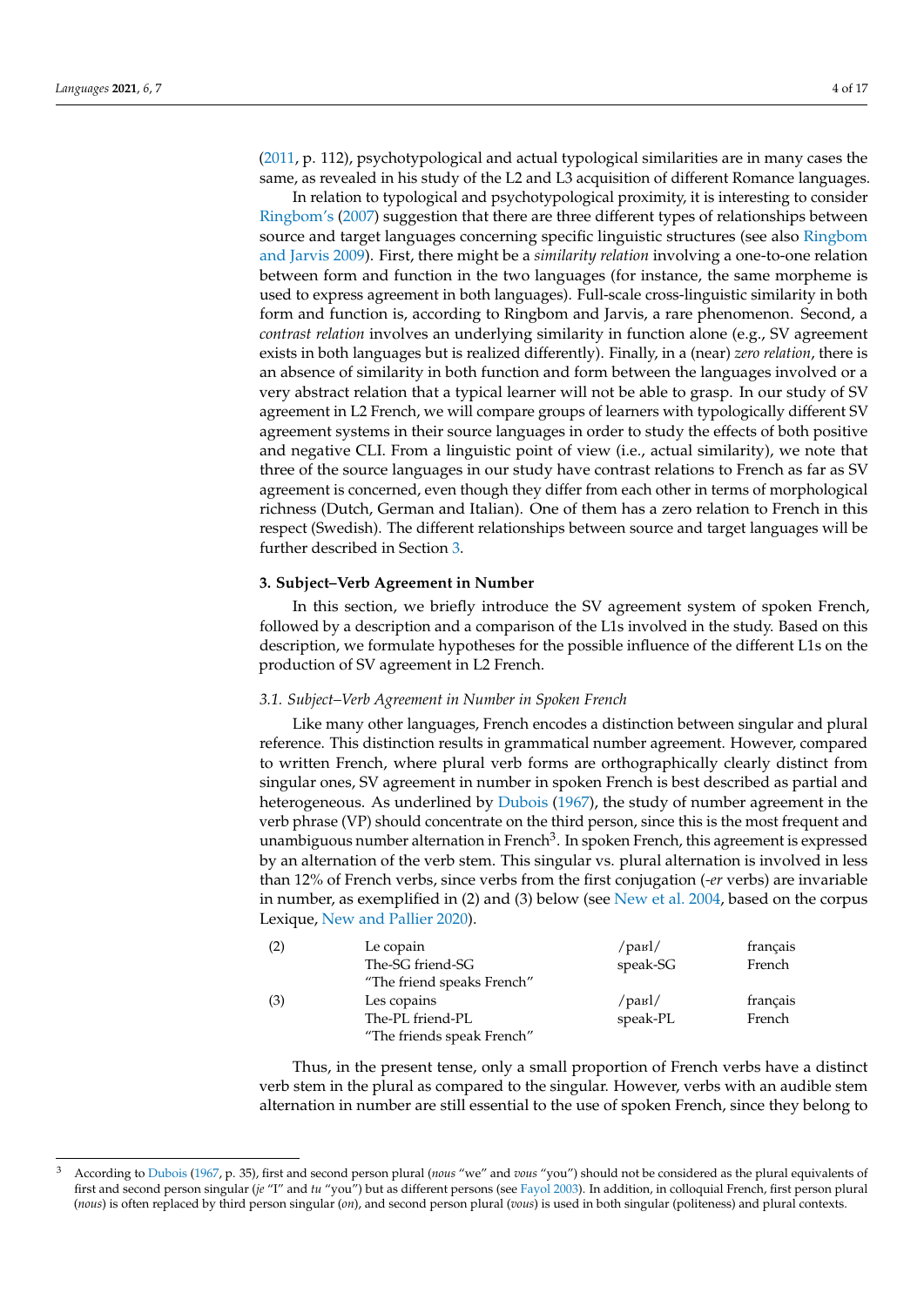(2011, p. 112), psychotypological and actual typological similarities are in many cases the same, as revealed in his study of the L2 and L3 acquisition of different Romance languages.

In relation to typological and psychotypological proximity, it is interesting to consider Ringbom's (2007) suggestion that there are three different types of relationships between source and target languages concerning specific linguistic structures (see also Ringbom and Jarvis 2009). First, there might be a *similarity relation* involving a one-to-one relation between form and function in the two languages (for instance, the same morpheme is used to express agreement in both languages). Full-scale cross-linguistic similarity in both form and function is, according to Ringbom and Jarvis, a rare phenomenon. Second, a *contrast relation* involves an underlying similarity in function alone (e.g., SV agreement exists in both languages but is realized differently). Finally, in a (near) *zero relation*, there is an absence of similarity in both function and form between the languages involved or a very abstract relation that a typical learner will not be able to grasp. In our study of SV agreement in L2 French, we will compare groups of learners with typologically different SV agreement systems in their source languages in order to study the effects of both positive and negative CLI. From a linguistic point of view (i.e., actual similarity), we note that three of the source languages in our study have contrast relations to French as far as SV agreement is concerned, even though they differ from each other in terms of morphological richness (Dutch, German and Italian). One of them has a zero relation to French in this respect (Swedish). The different relationships between source and target languages will be further described in Section 3.

## 3. Subject–Verb Agreement in Number

In this section, we briefly introduce the SV agreement system of spoken French, followed by a description and a comparison of the L1s involved in the study. Based on this description, we formulate hypotheses for the possible influence of the different L1s on the production of SV agreement in L2 French.

### 3.1. Subject–Verb Agreement in Number in Spoken French

Like many other languages, French encodes a distinction between singular and plural reference. This distinction results in grammatical number agreement. However, compared to written French, where plural verb forms are orthographically clearly distinct from singular ones, SV agreement in number in spoken French is best described as partial and heterogeneous. As underlined by Dubois (1967), the study of number agreement in the verb phrase (VP) should concentrate on the third person, since this is the most frequent and unambiguous number alternation in French[3]. In spoken French, this agreement is expressed by an alternation of the verb stem. This singular vs. plural alternation is involved in less than 12% of French verbs, since verbs from the first conjugation (*-er* verbs) are invariable in number, as exemplified in (2) and (3) below (see New et al. 2004, based on the corpus Lexique, New and Pallier 2020).

| | | | |
|---|---|---|---|
| (2) | Le copain | /paʁl/ | français |
| | The-SG friend-SG | speak-SG | French |
| | "The friend speaks French" | | |
| (3) | Les copains | /paʁl/ | français |
| | The-PL friend-PL | speak-PL | French |
| | "The friends speak French" | | |

Thus, in the present tense, only a small proportion of French verbs have a distinct verb stem in the plural as compared to the singular. However, verbs with an audible stem alternation in number are still essential to the use of spoken French, since they belong to

[3] According to Dubois (1967, p. 35), first and second person plural (*nous* "we" and *vous* "you") should not be considered as the plural equivalents of first and second person singular (*je* "I" and *tu* "you") but as different persons (see Fayol 2003). In addition, in colloquial French, first person plural (*nous*) is often replaced by third person singular (*on*), and second person plural (*vous*) is used in both singular (politeness) and plural contexts.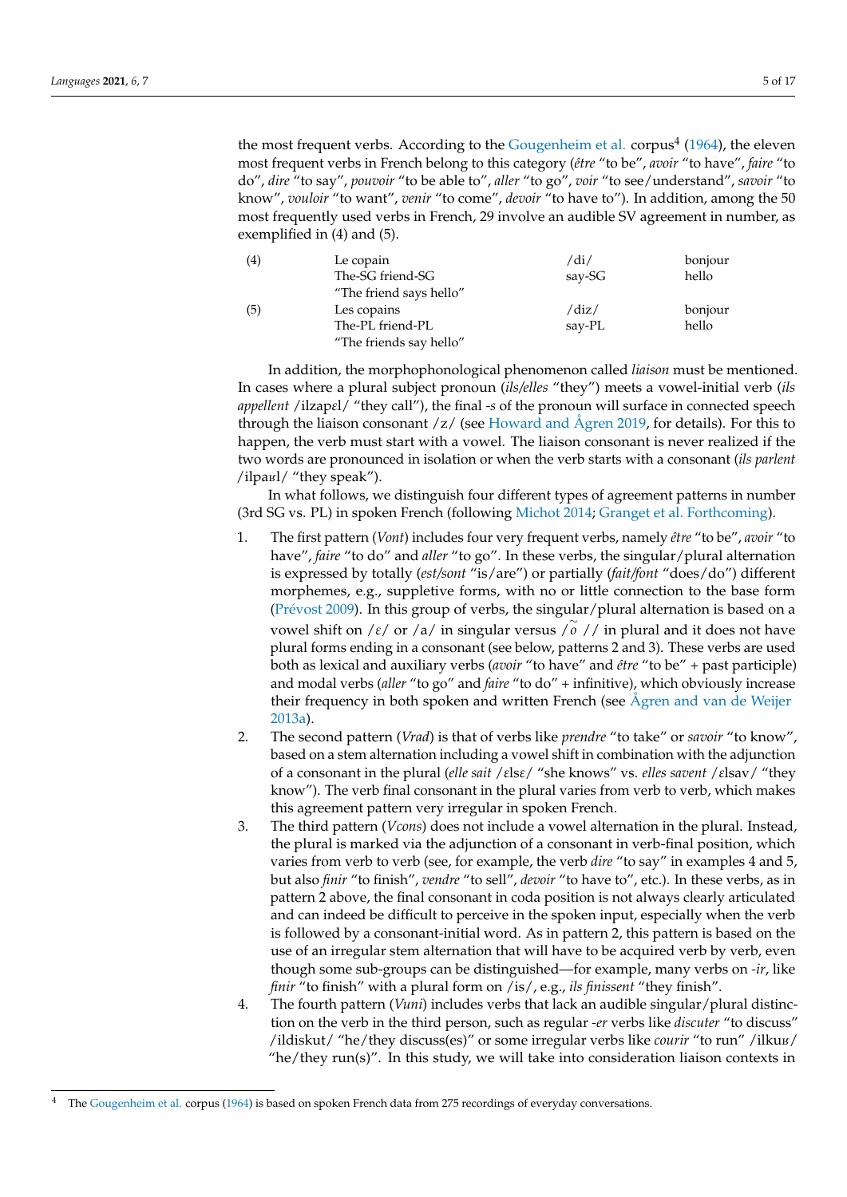the most frequent verbs. According to the Gougenheim et al. corpus[4] (1964), the eleven most frequent verbs in French belong to this category (*être* "to be", *avoir* "to have", *faire* "to do", *dire* "to say", *pouvoir* "to be able to", *aller* "to go", *voir* "to see/understand", *savoir* "to know", *vouloir* "to want", *venir* "to come", *devoir* "to have to"). In addition, among the 50 most frequently used verbs in French, 29 involve an audible SV agreement in number, as exemplified in (4) and (5).

| | | | |
|---|---|---|---|
| (4) | Le copain | /di/ | bonjour |
| | The-SG friend-SG | say-SG | hello |
| | "The friend says hello" | | |
| (5) | Les copains | /diz/ | bonjour |
| | The-PL friend-PL | say-PL | hello |
| | "The friends say hello" | | |

In addition, the morphophonological phenomenon called *liaison* must be mentioned. In cases where a plural subject pronoun (*ils/elles* "they") meets a vowel-initial verb (*ils appellent* /ilzapɛl/ "they call"), the final *-s* of the pronoun will surface in connected speech through the liaison consonant /z/ (see Howard and Ågren 2019, for details). For this to happen, the verb must start with a vowel. The liaison consonant is never realized if the two words are pronounced in isolation or when the verb starts with a consonant (*ils parlent* /ilpaʁl/ "they speak").

In what follows, we distinguish four different types of agreement patterns in number (3rd SG vs. PL) in spoken French (following Michot 2014; Granget et al. Forthcoming).

1. The first pattern (*Vont*) includes four very frequent verbs, namely *être* "to be", *avoir* "to have", *faire* "to do" and *aller* "to go". In these verbs, the singular/plural alternation is expressed by totally (*est/sont* "is/are") or partially (*fait/font* "does/do") different morphemes, e.g., suppletive forms, with no or little connection to the base form (Prévost 2009). In this group of verbs, the singular/plural alternation is based on a vowel shift on /ɛ/ or /a/ in singular versus /õ// in plural and it does not have plural forms ending in a consonant (see below, patterns 2 and 3). These verbs are used both as lexical and auxiliary verbs (*avoir* "to have" and *être* "to be" + past participle) and modal verbs (*aller* "to go" and *faire* "to do" + infinitive), which obviously increase their frequency in both spoken and written French (see Ågren and van de Weijer 2013a).
2. The second pattern (*Vrad*) is that of verbs like *prendre* "to take" or *savoir* "to know", based on a stem alternation including a vowel shift in combination with the adjunction of a consonant in the plural (*elle sait* /ɛlsɛ/ "she knows" vs. *elles savent* /ɛlsav/ "they know"). The verb final consonant in the plural varies from verb to verb, which makes this agreement pattern very irregular in spoken French.
3. The third pattern (*Vcons*) does not include a vowel alternation in the plural. Instead, the plural is marked via the adjunction of a consonant in verb-final position, which varies from verb to verb (see, for example, the verb *dire* "to say" in examples 4 and 5, but also *finir* "to finish", *vendre* "to sell", *devoir* "to have to", etc.). In these verbs, as in pattern 2 above, the final consonant in coda position is not always clearly articulated and can indeed be difficult to perceive in the spoken input, especially when the verb is followed by a consonant-initial word. As in pattern 2, this pattern is based on the use of an irregular stem alternation that will have to be acquired verb by verb, even though some sub-groups can be distinguished—for example, many verbs on *-ir*, like *finir* "to finish" with a plural form on /is/, e.g., *ils finissent* "they finish".
4. The fourth pattern (*Vuni*) includes verbs that lack an audible singular/plural distinction on the verb in the third person, such as regular *-er* verbs like *discuter* "to discuss" /ildiskut/ "he/they discuss(es)" or some irregular verbs like *courir* "to run" /ilkuʁ/ "he/they run(s)". In this study, we will take into consideration liaison contexts in

[4] The Gougenheim et al. corpus (1964) is based on spoken French data from 275 recordings of everyday conversations.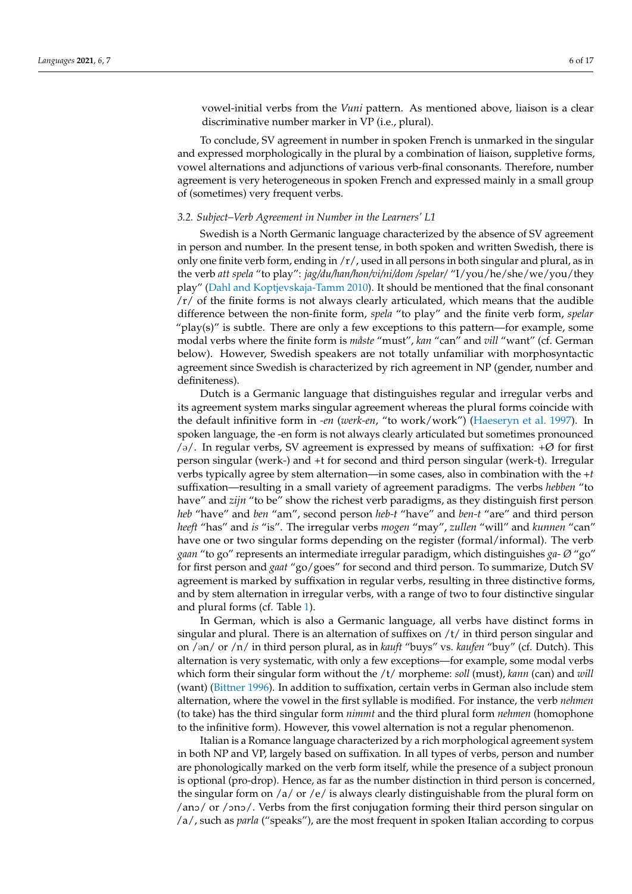vowel-initial verbs from the *Vuni* pattern. As mentioned above, liaison is a clear discriminative number marker in VP (i.e., plural).

To conclude, SV agreement in number in spoken French is unmarked in the singular and expressed morphologically in the plural by a combination of liaison, suppletive forms, vowel alternations and adjunctions of various verb-final consonants. Therefore, number agreement is very heterogeneous in spoken French and expressed mainly in a small group of (sometimes) very frequent verbs.

### 3.2. Subject–Verb Agreement in Number in the Learners' L1

Swedish is a North Germanic language characterized by the absence of SV agreement in person and number. In the present tense, in both spoken and written Swedish, there is only one finite verb form, ending in /r/, used in all persons in both singular and plural, as in the verb *att spela* "to play": *jag/du/han/hon/vi/ni/dom /spelar/* "I/you/he/she/we/you/they play" (Dahl and Koptjevskaja-Tamm 2010). It should be mentioned that the final consonant /r/ of the finite forms is not always clearly articulated, which means that the audible difference between the non-finite form, *spela* "to play" and the finite verb form, *spelar* "play(s)" is subtle. There are only a few exceptions to this pattern—for example, some modal verbs where the finite form is *måste* "must", *kan* "can" and *vill* "want" (cf. German below). However, Swedish speakers are not totally unfamiliar with morphosyntactic agreement since Swedish is characterized by rich agreement in NP (gender, number and definiteness).

Dutch is a Germanic language that distinguishes regular and irregular verbs and its agreement system marks singular agreement whereas the plural forms coincide with the default infinitive form in *-en* (*werk-en*, "to work/work") (Haeseryn et al. 1997). In spoken language, the -en form is not always clearly articulated but sometimes pronounced /ə/. In regular verbs, SV agreement is expressed by means of suffixation: +Ø for first person singular (werk-) and +t for second and third person singular (werk-t). Irregular verbs typically agree by stem alternation—in some cases, also in combination with the *+t* suffixation—resulting in a small variety of agreement paradigms. The verbs *hebben* "to have" and *zijn* "to be" show the richest verb paradigms, as they distinguish first person *heb* "have" and *ben* "am", second person *heb-t* "have" and *ben-t* "are" and third person *heeft* "has" and *is* "is". The irregular verbs *mogen* "may", *zullen* "will" and *kunnen* "can" have one or two singular forms depending on the register (formal/informal). The verb *gaan* "to go" represents an intermediate irregular paradigm, which distinguishes *ga-* Ø "go" for first person and *gaat* "go/goes" for second and third person. To summarize, Dutch SV agreement is marked by suffixation in regular verbs, resulting in three distinctive forms, and by stem alternation in irregular verbs, with a range of two to four distinctive singular and plural forms (cf. Table 1).

In German, which is also a Germanic language, all verbs have distinct forms in singular and plural. There is an alternation of suffixes on /t/ in third person singular and on /ən/ or /n/ in third person plural, as in *kauft* "buys" vs. *kaufen* "buy" (cf. Dutch). This alternation is very systematic, with only a few exceptions—for example, some modal verbs which form their singular form without the /t/ morpheme: *soll* (must), *kann* (can) and *will* (want) (Bittner 1996). In addition to suffixation, certain verbs in German also include stem alternation, where the vowel in the first syllable is modified. For instance, the verb *nehmen* (to take) has the third singular form *nimmt* and the third plural form *nehmen* (homophone to the infinitive form). However, this vowel alternation is not a regular phenomenon.

Italian is a Romance language characterized by a rich morphological agreement system in both NP and VP, largely based on suffixation. In all types of verbs, person and number are phonologically marked on the verb form itself, while the presence of a subject pronoun is optional (pro-drop). Hence, as far as the number distinction in third person is concerned, the singular form on /a/ or /e/ is always clearly distinguishable from the plural form on /anɔ/ or /ɔnɔ/. Verbs from the first conjugation forming their third person singular on /a/, such as *parla* ("speaks"), are the most frequent in spoken Italian according to corpus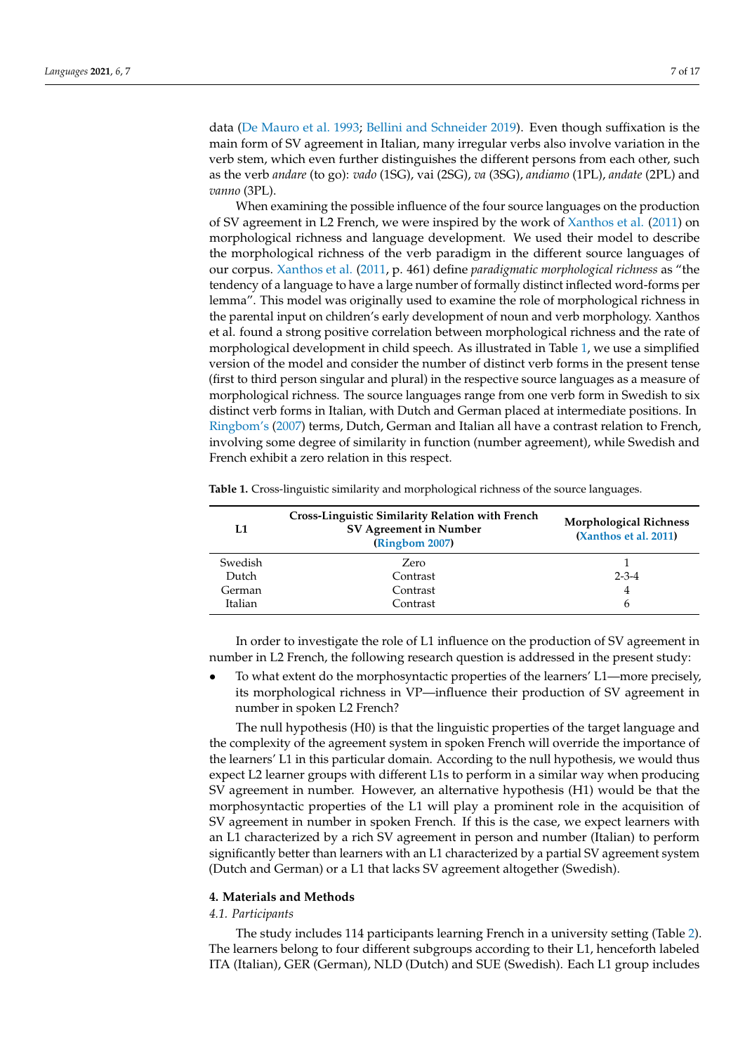data (De Mauro et al. 1993; Bellini and Schneider 2019). Even though suffixation is the main form of SV agreement in Italian, many irregular verbs also involve variation in the verb stem, which even further distinguishes the different persons from each other, such as the verb *andare* (to go): *vado* (1SG), vai (2SG), *va* (3SG), *andiamo* (1PL), *andate* (2PL) and *vanno* (3PL).

When examining the possible influence of the four source languages on the production of SV agreement in L2 French, we were inspired by the work of Xanthos et al. (2011) on morphological richness and language development. We used their model to describe the morphological richness of the verb paradigm in the different source languages of our corpus. Xanthos et al. (2011, p. 461) define *paradigmatic morphological richness* as "the tendency of a language to have a large number of formally distinct inflected word-forms per lemma". This model was originally used to examine the role of morphological richness in the parental input on children's early development of noun and verb morphology. Xanthos et al. found a strong positive correlation between morphological richness and the rate of morphological development in child speech. As illustrated in Table 1, we use a simplified version of the model and consider the number of distinct verb forms in the present tense (first to third person singular and plural) in the respective source languages as a measure of morphological richness. The source languages range from one verb form in Swedish to six distinct verb forms in Italian, with Dutch and German placed at intermediate positions. In Ringbom's (2007) terms, Dutch, German and Italian all have a contrast relation to French, involving some degree of similarity in function (number agreement), while Swedish and French exhibit a zero relation in this respect.

**Table 1.** Cross-linguistic similarity and morphological richness of the source languages.

| L1 | Cross-Linguistic Similarity Relation with French SV Agreement in Number (Ringbom 2007) | Morphological Richness (Xanthos et al. 2011) |
|---|---|---|
| Swedish | Zero | 1 |
| Dutch | Contrast | 2-3-4 |
| German | Contrast | 4 |
| Italian | Contrast | 6 |

In order to investigate the role of L1 influence on the production of SV agreement in number in L2 French, the following research question is addressed in the present study:

- To what extent do the morphosyntactic properties of the learners' L1—more precisely, its morphological richness in VP—influence their production of SV agreement in number in spoken L2 French?

The null hypothesis (H0) is that the linguistic properties of the target language and the complexity of the agreement system in spoken French will override the importance of the learners' L1 in this particular domain. According to the null hypothesis, we would thus expect L2 learner groups with different L1s to perform in a similar way when producing SV agreement in number. However, an alternative hypothesis (H1) would be that the morphosyntactic properties of the L1 will play a prominent role in the acquisition of SV agreement in number in spoken French. If this is the case, we expect learners with an L1 characterized by a rich SV agreement in person and number (Italian) to perform significantly better than learners with an L1 characterized by a partial SV agreement system (Dutch and German) or a L1 that lacks SV agreement altogether (Swedish).

## 4. Materials and Methods

### *4.1. Participants*

The study includes 114 participants learning French in a university setting (Table 2). The learners belong to four different subgroups according to their L1, henceforth labeled ITA (Italian), GER (German), NLD (Dutch) and SUE (Swedish). Each L1 group includes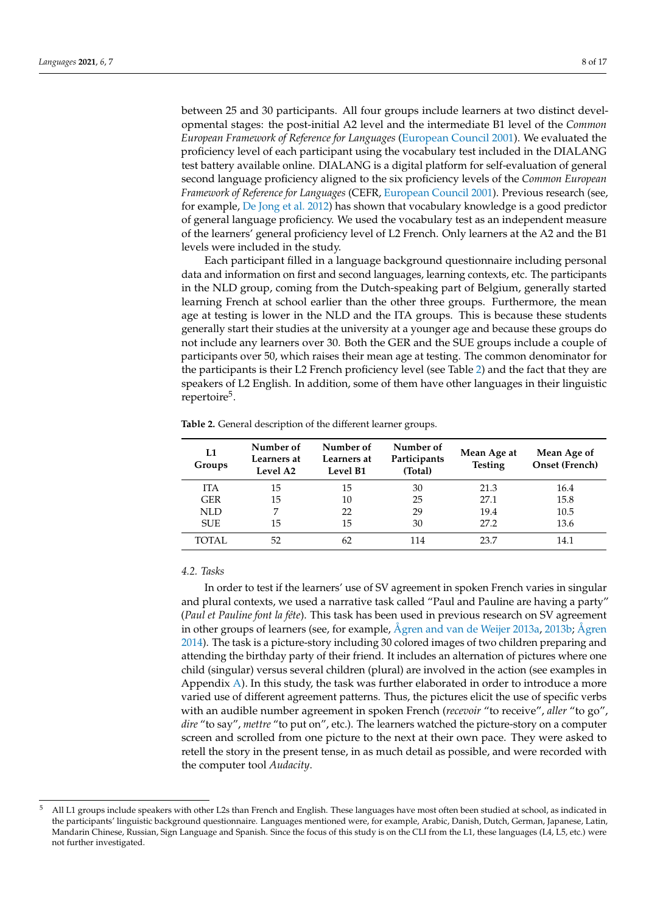between 25 and 30 participants. All four groups include learners at two distinct developmental stages: the post-initial A2 level and the intermediate B1 level of the *Common European Framework of Reference for Languages* (European Council 2001). We evaluated the proficiency level of each participant using the vocabulary test included in the DIALANG test battery available online. DIALANG is a digital platform for self-evaluation of general second language proficiency aligned to the six proficiency levels of the *Common European Framework of Reference for Languages* (CEFR, European Council 2001). Previous research (see, for example, De Jong et al. 2012) has shown that vocabulary knowledge is a good predictor of general language proficiency. We used the vocabulary test as an independent measure of the learners' general proficiency level of L2 French. Only learners at the A2 and the B1 levels were included in the study.

Each participant filled in a language background questionnaire including personal data and information on first and second languages, learning contexts, etc. The participants in the NLD group, coming from the Dutch-speaking part of Belgium, generally started learning French at school earlier than the other three groups. Furthermore, the mean age at testing is lower in the NLD and the ITA groups. This is because these students generally start their studies at the university at a younger age and because these groups do not include any learners over 30. Both the GER and the SUE groups include a couple of participants over 50, which raises their mean age at testing. The common denominator for the participants is their L2 French proficiency level (see Table 2) and the fact that they are speakers of L2 English. In addition, some of them have other languages in their linguistic repertoire[5].

**Table 2.** General description of the different learner groups.

| L1 Groups | Number of Learners at Level A2 | Number of Learners at Level B1 | Number of Participants (Total) | Mean Age at Testing | Mean Age of Onset (French) |
|---|---|---|---|---|---|
| ITA | 15 | 15 | 30 | 21.3 | 16.4 |
| GER | 15 | 10 | 25 | 27.1 | 15.8 |
| NLD | 7 | 22 | 29 | 19.4 | 10.5 |
| SUE | 15 | 15 | 30 | 27.2 | 13.6 |
| TOTAL | 52 | 62 | 114 | 23.7 | 14.1 |

### 4.2. Tasks

In order to test if the learners' use of SV agreement in spoken French varies in singular and plural contexts, we used a narrative task called "Paul and Pauline are having a party" (*Paul et Pauline font la fête*). This task has been used in previous research on SV agreement in other groups of learners (see, for example, Ågren and van de Weijer 2013a, 2013b; Ågren 2014). The task is a picture-story including 30 colored images of two children preparing and attending the birthday party of their friend. It includes an alternation of pictures where one child (singular) versus several children (plural) are involved in the action (see examples in Appendix A). In this study, the task was further elaborated in order to introduce a more varied use of different agreement patterns. Thus, the pictures elicit the use of specific verbs with an audible number agreement in spoken French (*recevoir* "to receive", *aller* "to go", *dire* "to say", *mettre* "to put on", etc.). The learners watched the picture-story on a computer screen and scrolled from one picture to the next at their own pace. They were asked to retell the story in the present tense, in as much detail as possible, and were recorded with the computer tool *Audacity*.

---

[5] All L1 groups include speakers with other L2s than French and English. These languages have most often been studied at school, as indicated in the participants' linguistic background questionnaire. Languages mentioned were, for example, Arabic, Danish, Dutch, German, Japanese, Latin, Mandarin Chinese, Russian, Sign Language and Spanish. Since the focus of this study is on the CLI from the L1, these languages (L4, L5, etc.) were not further investigated.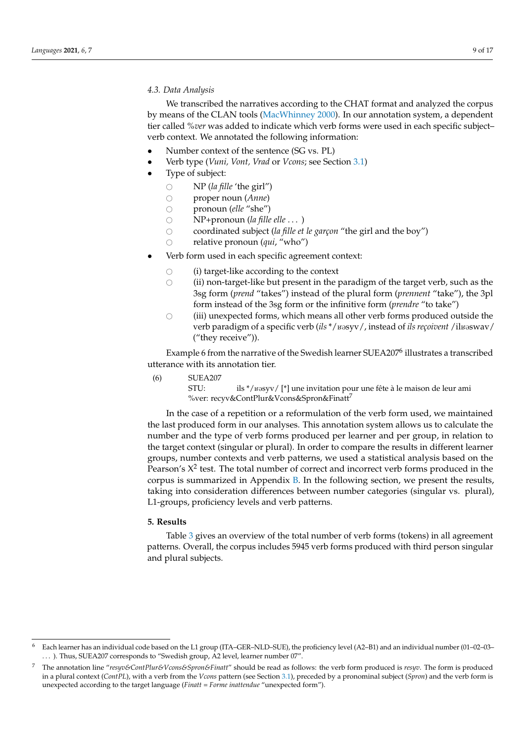### 4.3. Data Analysis

We transcribed the narratives according to the CHAT format and analyzed the corpus by means of the CLAN tools (MacWhinney 2000). In our annotation system, a dependent tier called *%ver* was added to indicate which verb forms were used in each specific subject–verb context. We annotated the following information:

- Number context of the sentence (SG vs. PL)
- Verb type (*Vuni, Vont, Vrad* or *Vcons*; see Section 3.1)
- Type of subject:
    - NP (*la fille* 'the girl")
    - proper noun (*Anne*)
    - pronoun (*elle* "she")
    - NP+pronoun (*la fille elle* . . . )
    - coordinated subject (*la fille et le garçon* "the girl and the boy")
    - relative pronoun (*qui*, "who")
- Verb form used in each specific agreement context:
    - (i) target-like according to the context
    - (ii) non-target-like but present in the paradigm of the target verb, such as the 3sg form (*prend* "takes") instead of the plural form (*prennent* "take"), the 3pl form instead of the 3sg form or the infinitive form (*prendre* "to take")
    - (iii) unexpected forms, which means all other verb forms produced outside the verb paradigm of a specific verb (*ils* */ʁəsyv/, instead of *ils reçoivent* /ilʁəswav/ ("they receive")).

Example 6 from the narrative of the Swedish learner SUEA207[6] illustrates a transcribed utterance with its annotation tier.

(6) SUEA207
STU: ils */ʁəsyv/ [*] une invitation pour une fête à le maison de leur ami
%ver: recyv&ContPlur&Vcons&Spron&Finatt[7]

In the case of a repetition or a reformulation of the verb form used, we maintained the last produced form in our analyses. This annotation system allows us to calculate the number and the type of verb forms produced per learner and per group, in relation to the target context (singular or plural). In order to compare the results in different learner groups, number contexts and verb patterns, we used a statistical analysis based on the Pearson's $X^2$ test. The total number of correct and incorrect verb forms produced in the corpus is summarized in Appendix B. In the following section, we present the results, taking into consideration differences between number categories (singular vs. plural), L1-groups, proficiency levels and verb patterns.

## 5. Results

Table 3 gives an overview of the total number of verb forms (tokens) in all agreement patterns. Overall, the corpus includes 5945 verb forms produced with third person singular and plural subjects.

---

[6] Each learner has an individual code based on the L1 group (ITA–GER–NLD–SUE), the proficiency level (A2–B1) and an individual number (01–02–03– . . . ). Thus, SUEA207 corresponds to "Swedish group, A2 level, learner number 07".

[7] The annotation line "*resyv&ContPlur&Vcons&Spron&Finatt*" should be read as follows: the verb form produced is *resyv*. The form is produced in a plural context (*ContPL*), with a verb from the *Vcons* pattern (see Section 3.1), preceded by a pronominal subject (*Spron*) and the verb form is unexpected according to the target language (*Finatt* = *Forme inattendue* "unexpected form").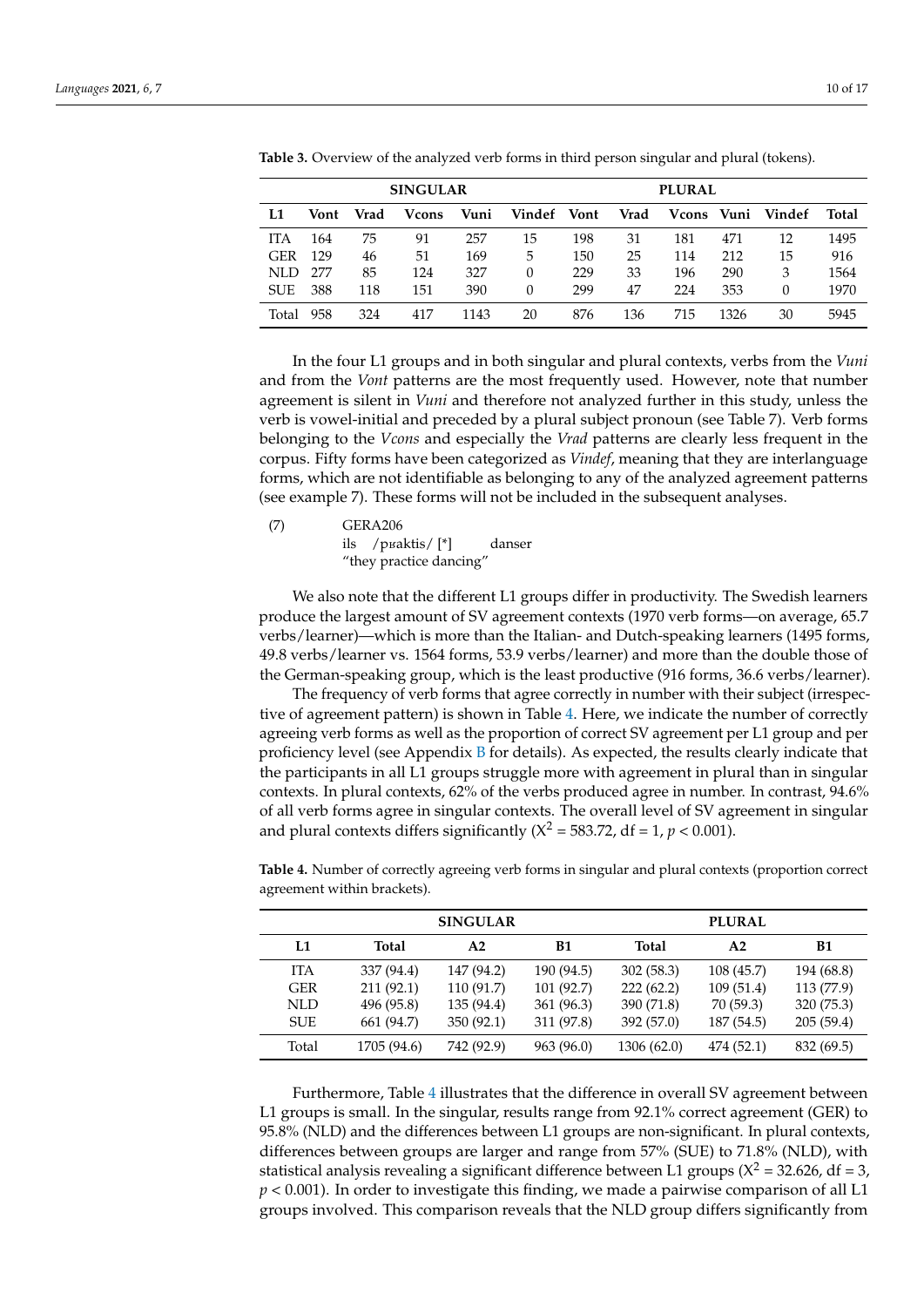**Table 3.** Overview of the analyzed verb forms in third person singular and plural (tokens).

| | SINGULAR | | | | | PLURAL | | | | | |
|---|---|---|---|---|---|---|---|---|---|---|---|
| **L1** | **Vont** | **Vrad** | **Vcons** | **Vuni** | **Vindef** | **Vont** | **Vrad** | **Vcons** | **Vuni** | **Vindef** | **Total** |
| ITA | 164 | 75 | 91 | 257 | 15 | 198 | 31 | 181 | 471 | 12 | 1495 |
| GER | 129 | 46 | 51 | 169 | 5 | 150 | 25 | 114 | 212 | 15 | 916 |
| NLD | 277 | 85 | 124 | 327 | 0 | 229 | 33 | 196 | 290 | 3 | 1564 |
| SUE | 388 | 118 | 151 | 390 | 0 | 299 | 47 | 224 | 353 | 0 | 1970 |
| Total | 958 | 324 | 417 | 1143 | 20 | 876 | 136 | 715 | 1326 | 30 | 5945 |

In the four L1 groups and in both singular and plural contexts, verbs from the *Vuni* and from the *Vont* patterns are the most frequently used. However, note that number agreement is silent in *Vuni* and therefore not analyzed further in this study, unless the verb is vowel-initial and preceded by a plural subject pronoun (see Table 7). Verb forms belonging to the *Vcons* and especially the *Vrad* patterns are clearly less frequent in the corpus. Fifty forms have been categorized as *Vindef*, meaning that they are interlanguage forms, which are not identifiable as belonging to any of the analyzed agreement patterns (see example 7). These forms will not be included in the subsequent analyses.

(7) GERA206
ils /pʁaktis/ [*] danser
"they practice dancing"

We also note that the different L1 groups differ in productivity. The Swedish learners produce the largest amount of SV agreement contexts (1970 verb forms—on average, 65.7 verbs/learner)—which is more than the Italian- and Dutch-speaking learners (1495 forms, 49.8 verbs/learner vs. 1564 forms, 53.9 verbs/learner) and more than the double those of the German-speaking group, which is the least productive (916 forms, 36.6 verbs/learner).

The frequency of verb forms that agree correctly in number with their subject (irrespective of agreement pattern) is shown in Table 4. Here, we indicate the number of correctly agreeing verb forms as well as the proportion of correct SV agreement per L1 group and per proficiency level (see Appendix B for details). As expected, the results clearly indicate that the participants in all L1 groups struggle more with agreement in plural than in singular contexts. In plural contexts, 62% of the verbs produced agree in number. In contrast, 94.6% of all verb forms agree in singular contexts. The overall level of SV agreement in singular and plural contexts differs significantly ($X^2$ = 583.72, df = 1, $p < 0.001$).

**Table 4.** Number of correctly agreeing verb forms in singular and plural contexts (proportion correct agreement within brackets).

| | SINGULAR | | | PLURAL | | |
|---|---|---|---|---|---|---|
| **L1** | **Total** | **A2** | **B1** | **Total** | **A2** | **B1** |
| ITA | 337 (94.4) | 147 (94.2) | 190 (94.5) | 302 (58.3) | 108 (45.7) | 194 (68.8) |
| GER | 211 (92.1) | 110 (91.7) | 101 (92.7) | 222 (62.2) | 109 (51.4) | 113 (77.9) |
| NLD | 496 (95.8) | 135 (94.4) | 361 (96.3) | 390 (71.8) | 70 (59.3) | 320 (75.3) |
| SUE | 661 (94.7) | 350 (92.1) | 311 (97.8) | 392 (57.0) | 187 (54.5) | 205 (59.4) |
| Total | 1705 (94.6) | 742 (92.9) | 963 (96.0) | 1306 (62.0) | 474 (52.1) | 832 (69.5) |

Furthermore, Table 4 illustrates that the difference in overall SV agreement between L1 groups is small. In the singular, results range from 92.1% correct agreement (GER) to 95.8% (NLD) and the differences between L1 groups are non-significant. In plural contexts, differences between groups are larger and range from 57% (SUE) to 71.8% (NLD), with statistical analysis revealing a significant difference between L1 groups ($X^2$ = 32.626, df = 3, $p < 0.001$). In order to investigate this finding, we made a pairwise comparison of all L1 groups involved. This comparison reveals that the NLD group differs significantly from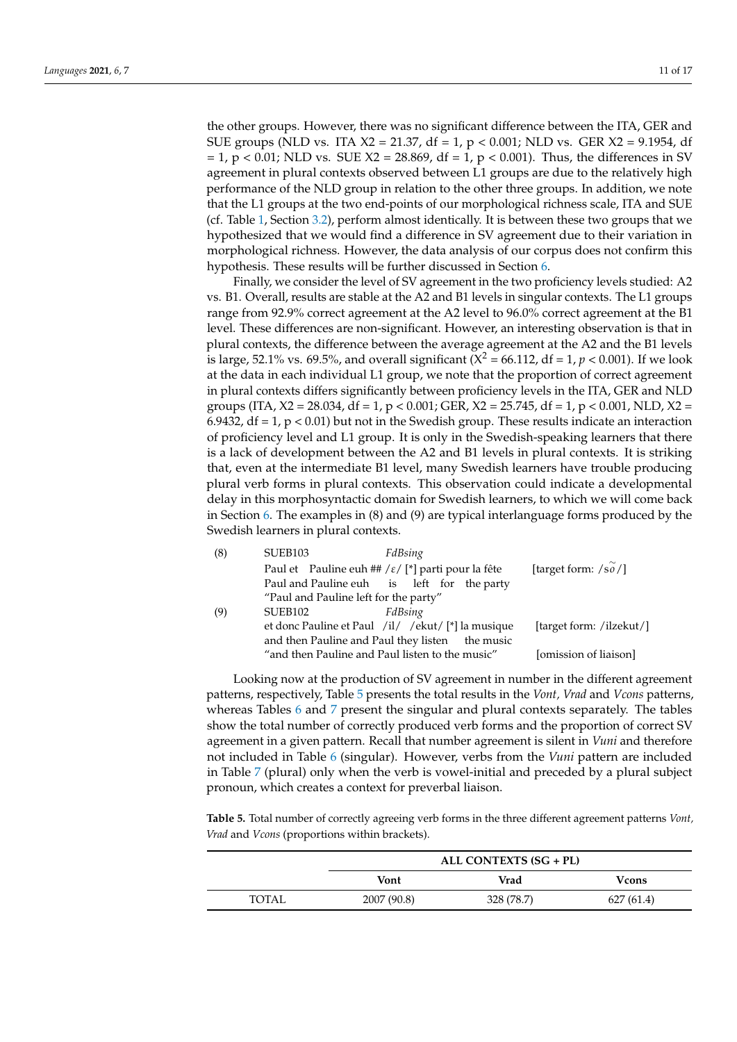the other groups. However, there was no significant difference between the ITA, GER and SUE groups (NLD vs. ITA $X2 = 21.37$, df = 1, $p < 0.001$; NLD vs. GER $X2 = 9.1954$, df = 1, $p < 0.01$; NLD vs. SUE $X2 = 28.869$, df = 1, $p < 0.001$). Thus, the differences in SV agreement in plural contexts observed between L1 groups are due to the relatively high performance of the NLD group in relation to the other three groups. In addition, we note that the L1 groups at the two end-points of our morphological richness scale, ITA and SUE (cf. Table 1, Section 3.2), perform almost identically. It is between these two groups that we hypothesized that we would find a difference in SV agreement due to their variation in morphological richness. However, the data analysis of our corpus does not confirm this hypothesis. These results will be further discussed in Section 6.

Finally, we consider the level of SV agreement in the two proficiency levels studied: A2 vs. B1. Overall, results are stable at the A2 and B1 levels in singular contexts. The L1 groups range from 92.9% correct agreement at the A2 level to 96.0% correct agreement at the B1 level. These differences are non-significant. However, an interesting observation is that in plural contexts, the difference between the average agreement at the A2 and the B1 levels is large, 52.1% vs. 69.5%, and overall significant ($X^2 = 66.112$, df = 1, $p < 0.001$). If we look at the data in each individual L1 group, we note that the proportion of correct agreement in plural contexts differs significantly between proficiency levels in the ITA, GER and NLD groups (ITA, $X2 = 28.034$, df = 1, $p < 0.001$; GER, $X2 = 25.745$, df = 1, $p < 0.001$, NLD, $X2 = 6.9432$, df = 1, $p < 0.01$) but not in the Swedish group. These results indicate an interaction of proficiency level and L1 group. It is only in the Swedish-speaking learners that there is a lack of development between the A2 and B1 levels in plural contexts. It is striking that, even at the intermediate B1 level, many Swedish learners have trouble producing plural verb forms in plural contexts. This observation could indicate a developmental delay in this morphosyntactic domain for Swedish learners, to which we will come back in Section 6. The examples in (8) and (9) are typical interlanguage forms produced by the Swedish learners in plural contexts.

(8) SUEB103 *FdBsing*
Paul et Pauline euh ## /ɛ/ [*] parti pour la fête [target form: /sɔ̃/]
Paul and Pauline euh is left for the party
"Paul and Pauline left for the party"

(9) SUEB102 *FdBsing*
et donc Pauline et Paul /il/ /ekut/ [*] la musique [target form: /ilzekut/]
and then Pauline and Paul they listen the music
"and then Pauline and Paul listen to the music" [omission of liaison]

Looking now at the production of SV agreement in number in the different agreement patterns, respectively, Table 5 presents the total results in the *Vont, Vrad* and *Vcons* patterns, whereas Tables 6 and 7 present the singular and plural contexts separately. The tables show the total number of correctly produced verb forms and the proportion of correct SV agreement in a given pattern. Recall that number agreement is silent in *Vuni* and therefore not included in Table 6 (singular). However, verbs from the *Vuni* pattern are included in Table 7 (plural) only when the verb is vowel-initial and preceded by a plural subject pronoun, which creates a context for preverbal liaison.

**Table 5.** Total number of correctly agreeing verb forms in the three different agreement patterns *Vont, Vrad* and *Vcons* (proportions within brackets).

| | ALL CONTEXTS (SG + PL) | | |
|---|---|---|---|
| | **Vont** | **Vrad** | **Vcons** |
| TOTAL | 2007 (90.8) | 328 (78.7) | 627 (61.4) |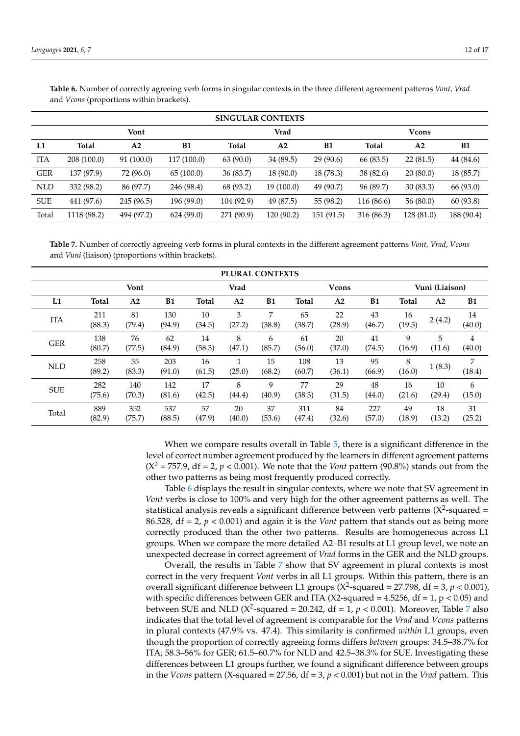**Table 6.** Number of correctly agreeing verb forms in singular contexts in the three different agreement patterns *Vont, Vrad* and *Vcons* (proportions within brackets).

| SINGULAR CONTEXTS | | | | | | | | | |
|---|---|---|---|---|---|---|---|---|---|
| | Vont | | | Vrad | | | Vcons | | |
| **L1** | **Total** | **A2** | **B1** | **Total** | **A2** | **B1** | **Total** | **A2** | **B1** |
| ITA | 208 (100.0) | 91 (100.0) | 117 (100.0) | 63 (90.0) | 34 (89.5) | 29 (90.6) | 66 (83.5) | 22 (81.5) | 44 (84.6) |
| GER | 137 (97.9) | 72 (96.0) | 65 (100.0) | 36 (83.7) | 18 (90.0) | 18 (78.3) | 38 (82.6) | 20 (80.0) | 18 (85.7) |
| NLD | 332 (98.2) | 86 (97.7) | 246 (98.4) | 68 (93.2) | 19 (100.0) | 49 (90.7) | 96 (89.7) | 30 (83.3) | 66 (93.0) |
| SUE | 441 (97.6) | 245 (96.5) | 196 (99.0) | 104 (92.9) | 49 (87.5) | 55 (98.2) | 116 (86.6) | 56 (80.0) | 60 (93.8) |
| Total | 1118 (98.2) | 494 (97.2) | 624 (99.0) | 271 (90.9) | 120 (90.2) | 151 (91.5) | 316 (86.3) | 128 (81.0) | 188 (90.4) |

**Table 7.** Number of correctly agreeing verb forms in plural contexts in the different agreement patterns *Vont, Vrad*, *Vcons* and *Vuni* (liaison) (proportions within brackets).

| PLURAL CONTEXTS | | | | | | | | | | | | |
|---|---|---|---|---|---|---|---|---|---|---|---|---|
| | Vont | | | Vrad | | | Vcons | | | Vuni (Liaison) | | |
| **L1** | **Total** | **A2** | **B1** | **Total** | **A2** | **B1** | **Total** | **A2** | **B1** | **Total** | **A2** | **B1** |
| ITA | 211 (88.3) | 81 (79.4) | 130 (94.9) | 10 (34.5) | 3 (27.2) | 7 (38.8) | 65 (38.7) | 22 (28.9) | 43 (46.7) | 16 (19.5) | 2 (4.2) | 14 (40.0) |
| GER | 138 (80.7) | 76 (77.5) | 62 (84.9) | 14 (58.3) | 8 (47.1) | 6 (85.7) | 61 (56.0) | 20 (37.0) | 41 (74.5) | 9 (16.9) | 5 (11.6) | 4 (40.0) |
| NLD | 258 (89.2) | 55 (83.3) | 203 (91.0) | 16 (61.5) | 1 (25.0) | 15 (68.2) | 108 (60.7) | 13 (36.1) | 95 (66.9) | 8 (16.0) | 1 (8.3) | 7 (18.4) |
| SUE | 282 (75.6) | 140 (70.3) | 142 (81.6) | 17 (42.5) | 8 (44.4) | 9 (40.9) | 77 (38.3) | 29 (31.5) | 48 (44.0) | 16 (21.6) | 10 (29.4) | 6 (15.0) |
| Total | 889 (82.9) | 352 (75.7) | 537 (88.5) | 57 (47.9) | 20 (40.0) | 37 (53.6) | 311 (47.4) | 84 (32.6) | 227 (57.0) | 49 (18.9) | 18 (13.2) | 31 (25.2) |

When we compare results overall in Table 5, there is a significant difference in the level of correct number agreement produced by the learners in different agreement patterns ($X^2$ = 757.9, df = 2, $p < 0.001$). We note that the *Vont* pattern (90.8%) stands out from the other two patterns as being most frequently produced correctly.

Table 6 displays the result in singular contexts, where we note that SV agreement in *Vont* verbs is close to 100% and very high for the other agreement patterns as well. The statistical analysis reveals a significant difference between verb patterns ($X^2$-squared = 86.528, df = 2, $p < 0.001$) and again it is the *Vont* pattern that stands out as being more correctly produced than the other two patterns. Results are homogeneous across L1 groups. When we compare the more detailed A2–B1 results at L1 group level, we note an unexpected decrease in correct agreement of *Vrad* forms in the GER and the NLD groups.

Overall, the results in Table 7 show that SV agreement in plural contexts is most correct in the very frequent *Vont* verbs in all L1 groups. Within this pattern, there is an overall significant difference between L1 groups ($X^2$-squared = 27.798, df = 3, $p < 0.001$), with specific differences between GER and ITA (X2-squared = 4.5256, df = 1, p < 0.05) and between SUE and NLD ($X^2$-squared = 20.242, df = 1, $p < 0.001$). Moreover, Table 7 also indicates that the total level of agreement is comparable for the *Vrad* and *Vcons* patterns in plural contexts (47.9% vs. 47.4). This similarity is confirmed *within* L1 groups, even though the proportion of correctly agreeing forms differs *between* groups: 34.5–38.7% for ITA; 58.3–56% for GER; 61.5–60.7% for NLD and 42.5–38.3% for SUE. Investigating these differences between L1 groups further, we found a significant difference between groups in the *Vcons* pattern (X-squared = 27.56, df = 3, $p < 0.001$) but not in the *Vrad* pattern. This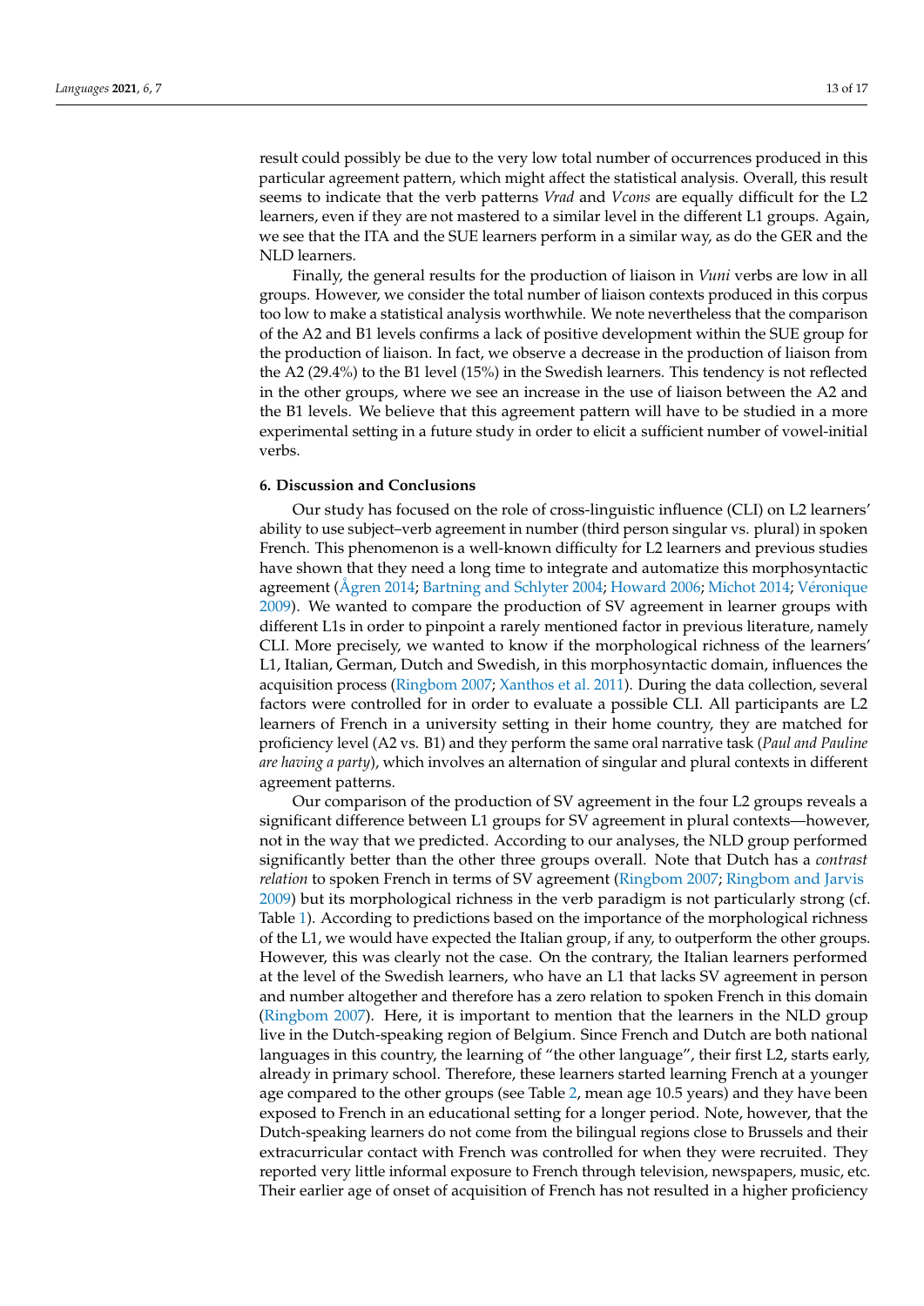result could possibly be due to the very low total number of occurrences produced in this particular agreement pattern, which might affect the statistical analysis. Overall, this result seems to indicate that the verb patterns *Vrad* and *Vcons* are equally difficult for the L2 learners, even if they are not mastered to a similar level in the different L1 groups. Again, we see that the ITA and the SUE learners perform in a similar way, as do the GER and the NLD learners.

Finally, the general results for the production of liaison in *Vuni* verbs are low in all groups. However, we consider the total number of liaison contexts produced in this corpus too low to make a statistical analysis worthwhile. We note nevertheless that the comparison of the A2 and B1 levels confirms a lack of positive development within the SUE group for the production of liaison. In fact, we observe a decrease in the production of liaison from the A2 (29.4%) to the B1 level (15%) in the Swedish learners. This tendency is not reflected in the other groups, where we see an increase in the use of liaison between the A2 and the B1 levels. We believe that this agreement pattern will have to be studied in a more experimental setting in a future study in order to elicit a sufficient number of vowel-initial verbs.

## 6. Discussion and Conclusions

Our study has focused on the role of cross-linguistic influence (CLI) on L2 learners' ability to use subject–verb agreement in number (third person singular vs. plural) in spoken French. This phenomenon is a well-known difficulty for L2 learners and previous studies have shown that they need a long time to integrate and automatize this morphosyntactic agreement (Ågren 2014; Bartning and Schlyter 2004; Howard 2006; Michot 2014; Véronique 2009). We wanted to compare the production of SV agreement in learner groups with different L1s in order to pinpoint a rarely mentioned factor in previous literature, namely CLI. More precisely, we wanted to know if the morphological richness of the learners' L1, Italian, German, Dutch and Swedish, in this morphosyntactic domain, influences the acquisition process (Ringbom 2007; Xanthos et al. 2011). During the data collection, several factors were controlled for in order to evaluate a possible CLI. All participants are L2 learners of French in a university setting in their home country, they are matched for proficiency level (A2 vs. B1) and they perform the same oral narrative task (*Paul and Pauline are having a party*), which involves an alternation of singular and plural contexts in different agreement patterns.

Our comparison of the production of SV agreement in the four L2 groups reveals a significant difference between L1 groups for SV agreement in plural contexts—however, not in the way that we predicted. According to our analyses, the NLD group performed significantly better than the other three groups overall. Note that Dutch has a *contrast relation* to spoken French in terms of SV agreement (Ringbom 2007; Ringbom and Jarvis 2009) but its morphological richness in the verb paradigm is not particularly strong (cf. Table 1). According to predictions based on the importance of the morphological richness of the L1, we would have expected the Italian group, if any, to outperform the other groups. However, this was clearly not the case. On the contrary, the Italian learners performed at the level of the Swedish learners, who have an L1 that lacks SV agreement in person and number altogether and therefore has a zero relation to spoken French in this domain (Ringbom 2007). Here, it is important to mention that the learners in the NLD group live in the Dutch-speaking region of Belgium. Since French and Dutch are both national languages in this country, the learning of "the other language", their first L2, starts early, already in primary school. Therefore, these learners started learning French at a younger age compared to the other groups (see Table 2, mean age 10.5 years) and they have been exposed to French in an educational setting for a longer period. Note, however, that the Dutch-speaking learners do not come from the bilingual regions close to Brussels and their extracurricular contact with French was controlled for when they were recruited. They reported very little informal exposure to French through television, newspapers, music, etc. Their earlier age of onset of acquisition of French has not resulted in a higher proficiency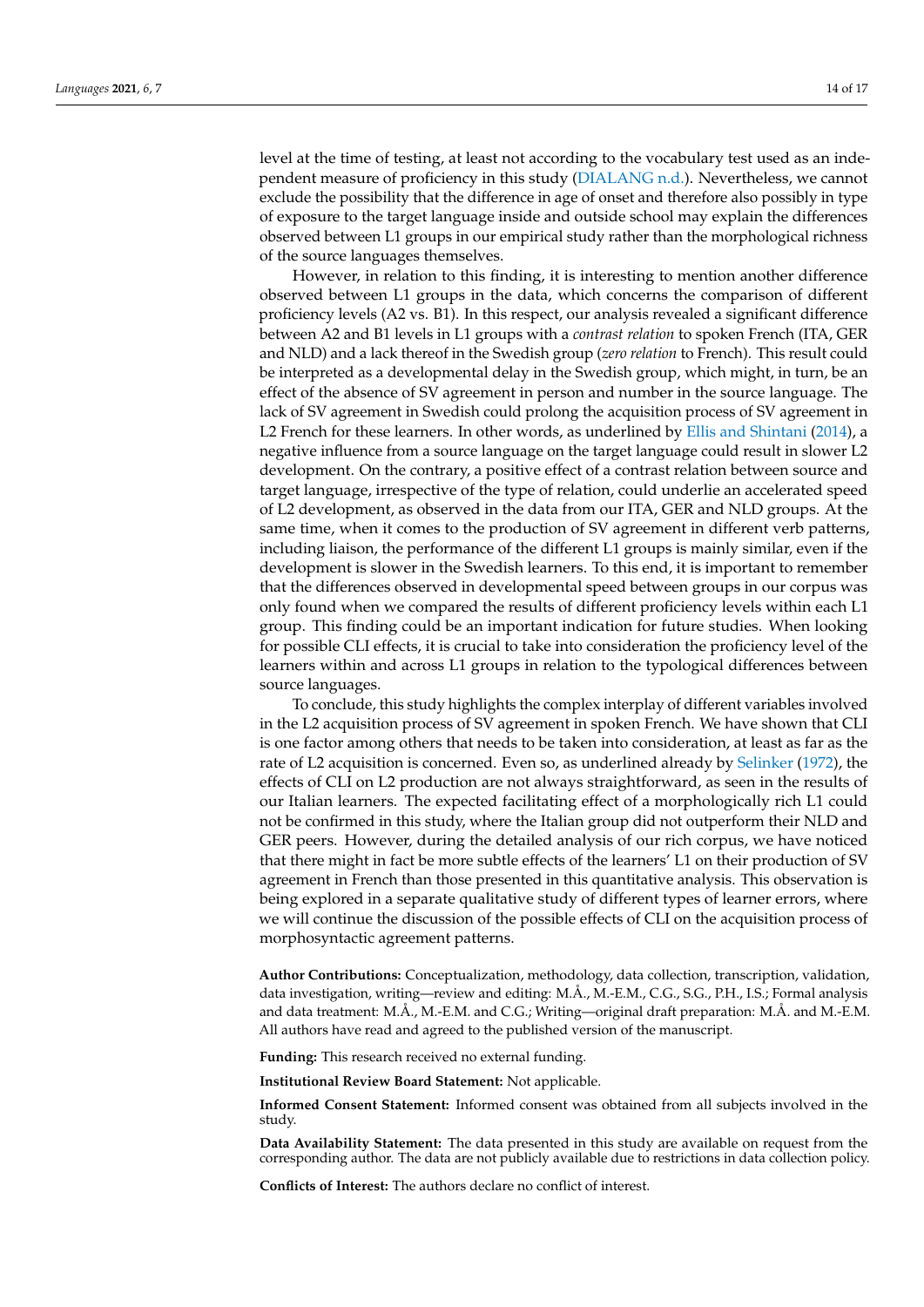level at the time of testing, at least not according to the vocabulary test used as an independent measure of proficiency in this study (DIALANG n.d.). Nevertheless, we cannot exclude the possibility that the difference in age of onset and therefore also possibly in type of exposure to the target language inside and outside school may explain the differences observed between L1 groups in our empirical study rather than the morphological richness of the source languages themselves.

However, in relation to this finding, it is interesting to mention another difference observed between L1 groups in the data, which concerns the comparison of different proficiency levels (A2 vs. B1). In this respect, our analysis revealed a significant difference between A2 and B1 levels in L1 groups with a *contrast relation* to spoken French (ITA, GER and NLD) and a lack thereof in the Swedish group (*zero relation* to French). This result could be interpreted as a developmental delay in the Swedish group, which might, in turn, be an effect of the absence of SV agreement in person and number in the source language. The lack of SV agreement in Swedish could prolong the acquisition process of SV agreement in L2 French for these learners. In other words, as underlined by Ellis and Shintani (2014), a negative influence from a source language on the target language could result in slower L2 development. On the contrary, a positive effect of a contrast relation between source and target language, irrespective of the type of relation, could underlie an accelerated speed of L2 development, as observed in the data from our ITA, GER and NLD groups. At the same time, when it comes to the production of SV agreement in different verb patterns, including liaison, the performance of the different L1 groups is mainly similar, even if the development is slower in the Swedish learners. To this end, it is important to remember that the differences observed in developmental speed between groups in our corpus was only found when we compared the results of different proficiency levels within each L1 group. This finding could be an important indication for future studies. When looking for possible CLI effects, it is crucial to take into consideration the proficiency level of the learners within and across L1 groups in relation to the typological differences between source languages.

To conclude, this study highlights the complex interplay of different variables involved in the L2 acquisition process of SV agreement in spoken French. We have shown that CLI is one factor among others that needs to be taken into consideration, at least as far as the rate of L2 acquisition is concerned. Even so, as underlined already by Selinker (1972), the effects of CLI on L2 production are not always straightforward, as seen in the results of our Italian learners. The expected facilitating effect of a morphologically rich L1 could not be confirmed in this study, where the Italian group did not outperform their NLD and GER peers. However, during the detailed analysis of our rich corpus, we have noticed that there might in fact be more subtle effects of the learners' L1 on their production of SV agreement in French than those presented in this quantitative analysis. This observation is being explored in a separate qualitative study of different types of learner errors, where we will continue the discussion of the possible effects of CLI on the acquisition process of morphosyntactic agreement patterns.

**Author Contributions:** Conceptualization, methodology, data collection, transcription, validation, data investigation, writing—review and editing: M.Å., M.-E.M., C.G., S.G., P.H., I.S.; Formal analysis and data treatment: M.Å., M.-E.M. and C.G.; Writing—original draft preparation: M.Å. and M.-E.M. All authors have read and agreed to the published version of the manuscript.

**Funding:** This research received no external funding.

**Institutional Review Board Statement:** Not applicable.

**Informed Consent Statement:** Informed consent was obtained from all subjects involved in the study.

**Data Availability Statement:** The data presented in this study are available on request from the corresponding author. The data are not publicly available due to restrictions in data collection policy.

**Conflicts of Interest:** The authors declare no conflict of interest.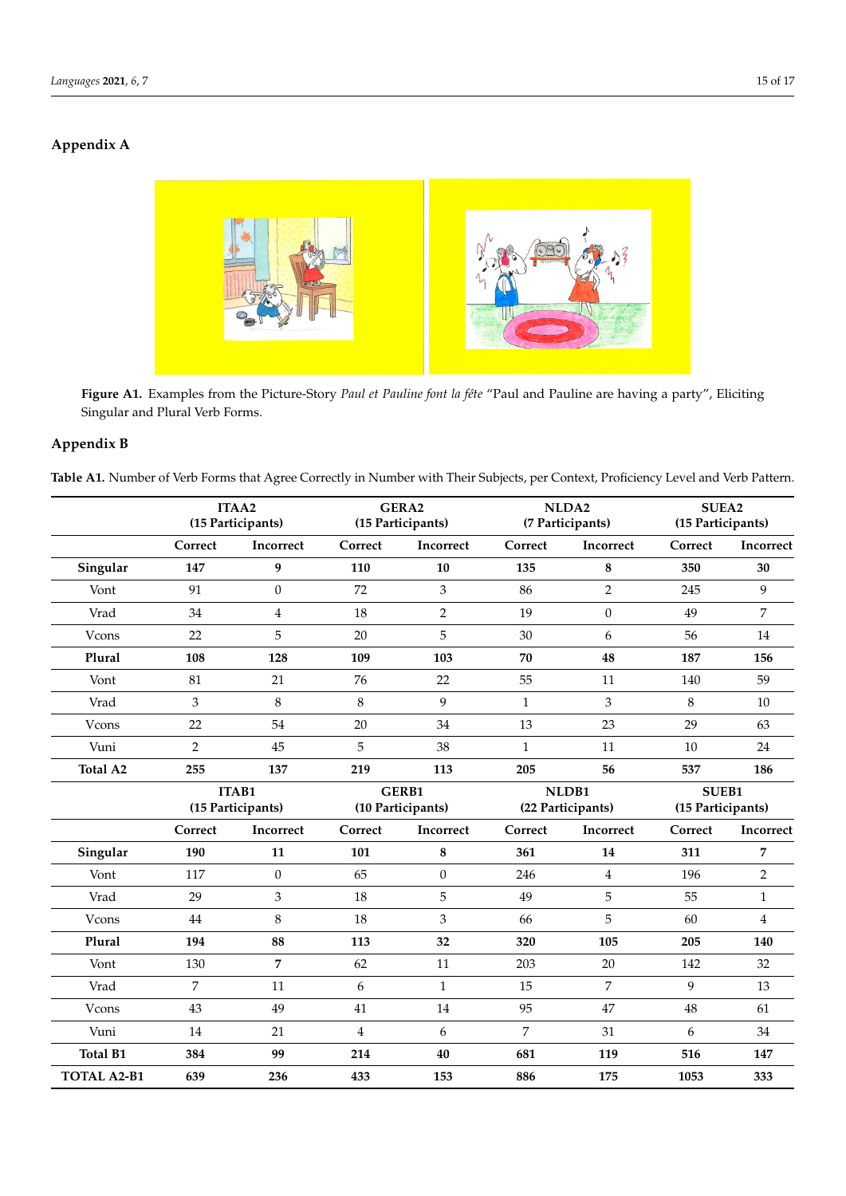## Appendix A

**Figure A1.** Examples from the Picture-Story *Paul et Pauline font la fête* "Paul and Pauline are having a party", Eliciting Singular and Plural Verb Forms.

## Appendix B

**Table A1.** Number of Verb Forms that Agree Correctly in Number with Their Subjects, per Context, Proficiency Level and Verb Pattern.

| | ITAA2 (15 Participants) | | GERA2 (15 Participants) | | NLDA2 (7 Participants) | | SUEA2 (15 Participants) | |
|---|---|---|---|---|---|---|---|---|
| | Correct | Incorrect | Correct | Incorrect | Correct | Incorrect | Correct | Incorrect |
| **Singular** | **147** | **9** | **110** | **10** | **135** | **8** | **350** | **30** |
| Vont | 91 | 0 | 72 | 3 | 86 | 2 | 245 | 9 |
| Vrad | 34 | 4 | 18 | 2 | 19 | 0 | 49 | 7 |
| Vcons | 22 | 5 | 20 | 5 | 30 | 6 | 56 | 14 |
| **Plural** | **108** | **128** | **109** | **103** | **70** | **48** | **187** | **156** |
| Vont | 81 | 21 | 76 | 22 | 55 | 11 | 140 | 59 |
| Vrad | 3 | 8 | 8 | 9 | 1 | 3 | 8 | 10 |
| Vcons | 22 | 54 | 20 | 34 | 13 | 23 | 29 | 63 |
| Vuni | 2 | 45 | 5 | 38 | 1 | 11 | 10 | 24 |
| **Total A2** | **255** | **137** | **219** | **113** | **205** | **56** | **537** | **186** |
| | **ITAB1 (15 Participants)** | | **GERB1 (10 Participants)** | | **NLDB1 (22 Participants)** | | **SUEB1 (15 Participants)** | |
| | **Correct** | **Incorrect** | **Correct** | **Incorrect** | **Correct** | **Incorrect** | **Correct** | **Incorrect** |
| **Singular** | **190** | **11** | **101** | **8** | **361** | **14** | **311** | **7** |
| Vont | 117 | 0 | 65 | 0 | 246 | 4 | 196 | 2 |
| Vrad | 29 | 3 | 18 | 5 | 49 | 5 | 55 | 1 |
| Vcons | 44 | 8 | 18 | 3 | 66 | 5 | 60 | 4 |
| **Plural** | **194** | **88** | **113** | **32** | **320** | **105** | **205** | **140** |
| Vont | 130 | **7** | 62 | 11 | 203 | 20 | 142 | 32 |
| Vrad | 7 | 11 | 6 | 1 | 15 | 7 | 9 | 13 |
| Vcons | 43 | 49 | 41 | 14 | 95 | 47 | 48 | 61 |
| Vuni | 14 | 21 | 4 | 6 | 7 | 31 | 6 | 34 |
| **Total B1** | **384** | **99** | **214** | **40** | **681** | **119** | **516** | **147** |
| **TOTAL A2-B1** | **639** | **236** | **433** | **153** | **886** | **175** | **1053** | **333** |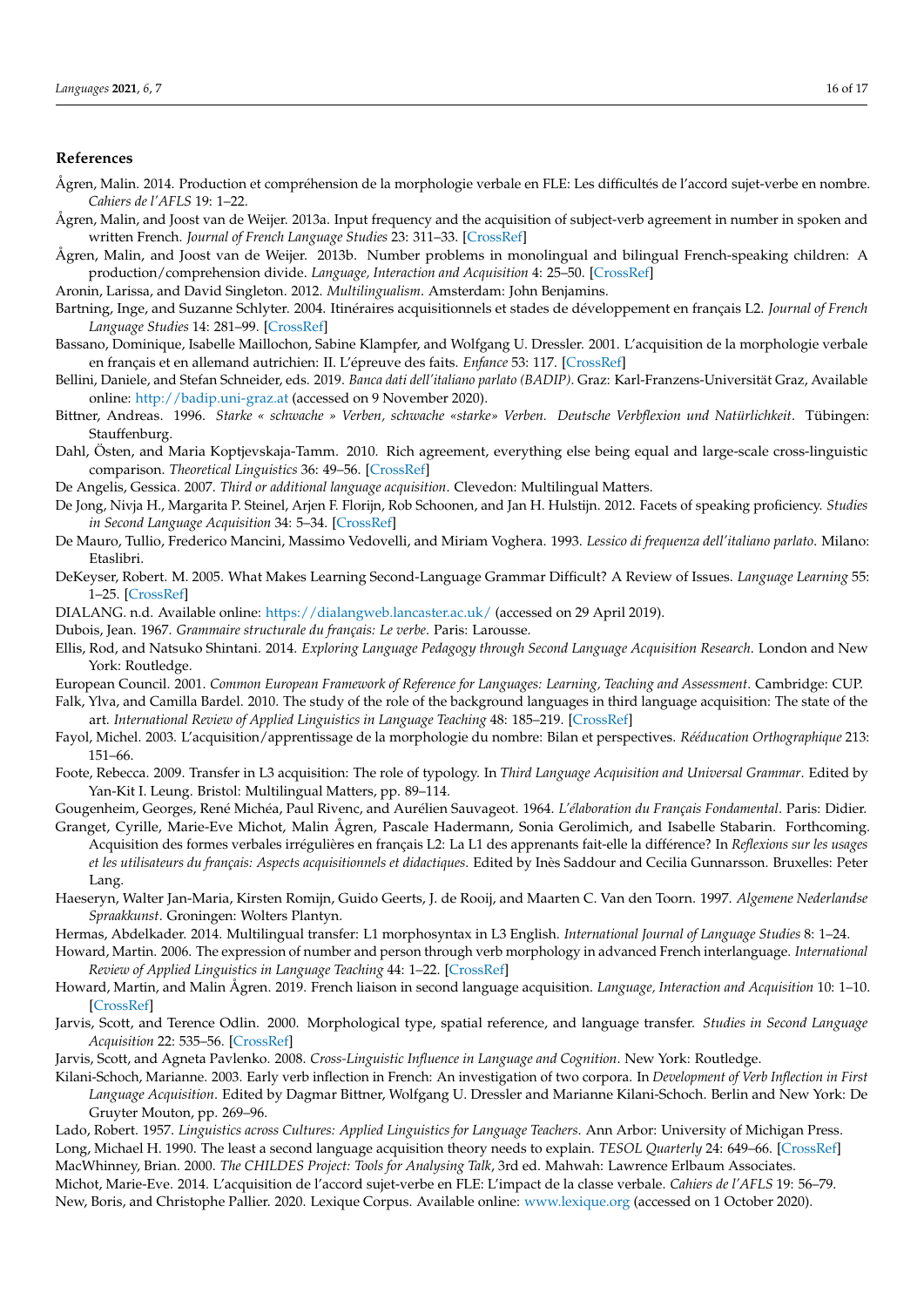## References

Ågren, Malin. 2014. Production et compréhension de la morphologie verbale en FLE: Les difficultés de l'accord sujet-verbe en nombre. *Cahiers de l'AFLS* 19: 1–22.

Ågren, Malin, and Joost van de Weijer. 2013a. Input frequency and the acquisition of subject-verb agreement in number in spoken and written French. *Journal of French Language Studies* 23: 311–33. [CrossRef]

Ågren, Malin, and Joost van de Weijer. 2013b. Number problems in monolingual and bilingual French-speaking children: A production/comprehension divide. *Language, Interaction and Acquisition* 4: 25–50. [CrossRef]

Aronin, Larissa, and David Singleton. 2012. *Multilingualism*. Amsterdam: John Benjamins.

Bartning, Inge, and Suzanne Schlyter. 2004. Itinéraires acquisitionnels et stades de développement en français L2. *Journal of French Language Studies* 14: 281–99. [CrossRef]

Bassano, Dominique, Isabelle Maillochon, Sabine Klampfer, and Wolfgang U. Dressler. 2001. L'acquisition de la morphologie verbale en français et en allemand autrichien: II. L'épreuve des faits. *Enfance* 53: 117. [CrossRef]

Bellini, Daniele, and Stefan Schneider, eds. 2019. *Banca dati dell'italiano parlato (BADIP)*. Graz: Karl-Franzens-Universität Graz, Available online: http://badip.uni-graz.at (accessed on 9 November 2020).

Bittner, Andreas. 1996. *Starke « schwache » Verben, schwache «starke» Verben. Deutsche Verbflexion und Natürlichkeit*. Tübingen: Stauffenburg.

Dahl, Östen, and Maria Koptjevskaja-Tamm. 2010. Rich agreement, everything else being equal and large-scale cross-linguistic comparison. *Theoretical Linguistics* 36: 49–56. [CrossRef]

De Angelis, Gessica. 2007. *Third or additional language acquisition*. Clevedon: Multilingual Matters.

De Jong, Nivja H., Margarita P. Steinel, Arjen F. Florijn, Rob Schoonen, and Jan H. Hulstijn. 2012. Facets of speaking proficiency. *Studies in Second Language Acquisition* 34: 5–34. [CrossRef]

De Mauro, Tullio, Frederico Mancini, Massimo Vedovelli, and Miriam Voghera. 1993. *Lessico di frequenza dell'italiano parlato*. Milano: Etaslibri.

DeKeyser, Robert. M. 2005. What Makes Learning Second-Language Grammar Difficult? A Review of Issues. *Language Learning* 55: 1–25. [CrossRef]

DIALANG. n.d. Available online: https://dialangweb.lancaster.ac.uk/ (accessed on 29 April 2019).

Dubois, Jean. 1967. *Grammaire structurale du français: Le verbe*. Paris: Larousse.

Ellis, Rod, and Natsuko Shintani. 2014. *Exploring Language Pedagogy through Second Language Acquisition Research*. London and New York: Routledge.

European Council. 2001. *Common European Framework of Reference for Languages: Learning, Teaching and Assessment*. Cambridge: CUP.

Falk, Ylva, and Camilla Bardel. 2010. The study of the role of the background languages in third language acquisition: The state of the art. *International Review of Applied Linguistics in Language Teaching* 48: 185–219. [CrossRef]

Fayol, Michel. 2003. L'acquisition/apprentissage de la morphologie du nombre: Bilan et perspectives. *Rééducation Orthographique* 213: 151–66.

Foote, Rebecca. 2009. Transfer in L3 acquisition: The role of typology. In *Third Language Acquisition and Universal Grammar*. Edited by Yan-Kit I. Leung. Bristol: Multilingual Matters, pp. 89–114.

Gougenheim, Georges, René Michéa, Paul Rivenc, and Aurélien Sauvageot. 1964. *L'élaboration du Français Fondamental*. Paris: Didier.

Granget, Cyrille, Marie-Eve Michot, Malin Ågren, Pascale Hadermann, Sonia Gerolimich, and Isabelle Stabarin. Forthcoming. Acquisition des formes verbales irrégulières en français L2: La L1 des apprenants fait-elle la différence? In *Reflexions sur les usages et les utilisateurs du français: Aspects acquisitionnels et didactiques*. Edited by Inès Saddour and Cecilia Gunnarsson. Bruxelles: Peter Lang.

Haeseryn, Walter Jan-Maria, Kirsten Romijn, Guido Geerts, J. de Rooij, and Maarten C. Van den Toorn. 1997. *Algemene Nederlandse Spraakkunst*. Groningen: Wolters Plantyn.

Hermas, Abdelkader. 2014. Multilingual transfer: L1 morphosyntax in L3 English. *International Journal of Language Studies* 8: 1–24.

Howard, Martin. 2006. The expression of number and person through verb morphology in advanced French interlanguage. *International Review of Applied Linguistics in Language Teaching* 44: 1–22. [CrossRef]

Howard, Martin, and Malin Ågren. 2019. French liaison in second language acquisition. *Language, Interaction and Acquisition* 10: 1–10. [CrossRef]

Jarvis, Scott, and Terence Odlin. 2000. Morphological type, spatial reference, and language transfer. *Studies in Second Language Acquisition* 22: 535–56. [CrossRef]

Jarvis, Scott, and Agneta Pavlenko. 2008. *Cross-Linguistic Influence in Language and Cognition*. New York: Routledge.

Kilani-Schoch, Marianne. 2003. Early verb inflection in French: An investigation of two corpora. In *Development of Verb Inflection in First Language Acquisition*. Edited by Dagmar Bittner, Wolfgang U. Dressler and Marianne Kilani-Schoch. Berlin and New York: De Gruyter Mouton, pp. 269–96.

Lado, Robert. 1957. *Linguistics across Cultures: Applied Linguistics for Language Teachers*. Ann Arbor: University of Michigan Press.

Long, Michael H. 1990. The least a second language acquisition theory needs to explain. *TESOL Quarterly* 24: 649–66. [CrossRef]

MacWhinney, Brian. 2000. *The CHILDES Project: Tools for Analysing Talk*, 3rd ed. Mahwah: Lawrence Erlbaum Associates.

Michot, Marie-Eve. 2014. L'acquisition de l'accord sujet-verbe en FLE: L'impact de la classe verbale. *Cahiers de l'AFLS* 19: 56–79.

New, Boris, and Christophe Pallier. 2020. Lexique Corpus. Available online: www.lexique.org (accessed on 1 October 2020).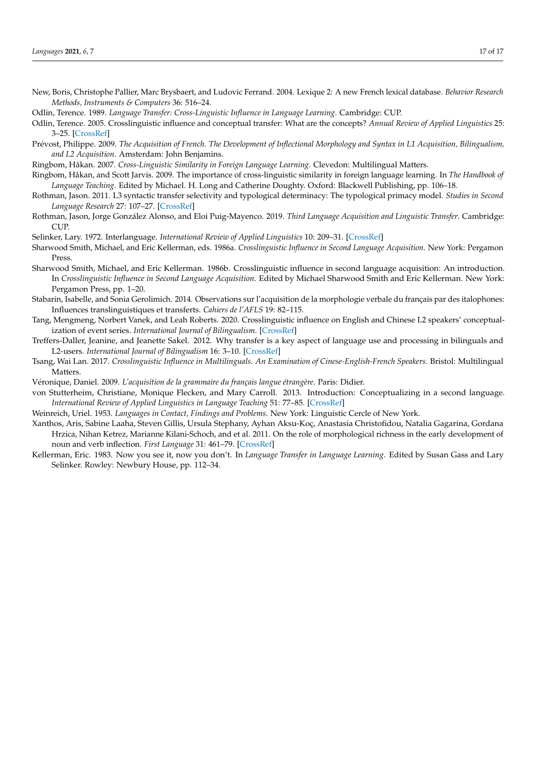New, Boris, Christophe Pallier, Marc Brysbaert, and Ludovic Ferrand. 2004. Lexique 2: A new French lexical database. *Behavior Research Methods, Instruments & Computers* 36: 516–24.

Odlin, Terence. 1989. *Language Transfer: Cross-Linguistic Influence in Language Learning*. Cambridge: CUP.

Odlin, Terence. 2005. Crosslinguistic influence and conceptual transfer: What are the concepts? *Annual Review of Applied Linguistics* 25: 3–25. [CrossRef]

Prévost, Philippe. 2009. *The Acquisition of French. The Development of Inflectional Morphology and Syntax in L1 Acquisition, Bilingualism, and L2 Acquisition*. Amsterdam: John Benjamins.

Ringbom, Håkan. 2007. *Cross-Linguistic Similarity in Foreign Language Learning*. Clevedon: Multilingual Matters.

Ringbom, Håkan, and Scott Jarvis. 2009. The importance of cross-linguistic similarity in foreign language learning. In *The Handbook of Language Teaching*. Edited by Michael. H. Long and Catherine Doughty. Oxford: Blackwell Publishing, pp. 106–18.

Rothman, Jason. 2011. L3 syntactic transfer selectivity and typological determinacy: The typological primacy model. *Studies in Second Language Research* 27: 107–27. [CrossRef]

Rothman, Jason, Jorge González Alonso, and Eloi Puig-Mayenco. 2019. *Third Language Acquisition and Linguistic Transfer*. Cambridge: CUP.

Selinker, Lary. 1972. Interlanguage. *International Review of Applied Linguistics* 10: 209–31. [CrossRef]

Sharwood Smith, Michael, and Eric Kellerman, eds. 1986a. *Crosslinguistic Influence in Second Language Acquisition*. New York: Pergamon Press.

Sharwood Smith, Michael, and Eric Kellerman. 1986b. Crosslinguistic influence in second language acquisition: An introduction. In *Crosslinguistic Influence in Second Language Acquisition*. Edited by Michael Sharwood Smith and Eric Kellerman. New York: Pergamon Press, pp. 1–20.

Stabarin, Isabelle, and Sonia Gerolimich. 2014. Observations sur l'acquisition de la morphologie verbale du français par des italophones: Influences translinguistiques et transferts. *Cahiers de l'AFLS* 19: 82–115.

Tang, Mengmeng, Norbert Vanek, and Leah Roberts. 2020. Crosslinguistic influence on English and Chinese L2 speakers' conceptualization of event series. *International Journal of Bilingualism*. [CrossRef]

Treffers-Daller, Jeanine, and Jeanette Sakel. 2012. Why transfer is a key aspect of language use and processing in bilinguals and L2-users. *International Journal of Bilingualism* 16: 3–10. [CrossRef]

Tsang, Wai Lan. 2017. *Crosslinguistic Influence in Multilinguals. An Examination of Cinese-English-French Speakers*. Bristol: Multilingual Matters.

Véronique, Daniel. 2009. *L'acquisition de la grammaire du français langue étrangère*. Paris: Didier.

von Stutterheim, Christiane, Monique Flecken, and Mary Carroll. 2013. Introduction: Conceptualizing in a second language. *International Review of Applied Linguistics in Language Teaching* 51: 77–85. [CrossRef]

Weinreich, Uriel. 1953. *Languages in Contact, Findings and Problems*. New York: Linguistic Cercle of New York.

Xanthos, Aris, Sabine Laaha, Steven Gillis, Ursula Stephany, Ayhan Aksu-Koç, Anastasia Christofidou, Natalia Gagarina, Gordana Hrzica, Nihan Ketrez, Marianne Kilani-Schoch, and et al. 2011. On the role of morphological richness in the early development of noun and verb inflection. *First Language* 31: 461–79. [CrossRef]

Kellerman, Eric. 1983. Now you see it, now you don't. In *Language Transfer in Language Learning*. Edited by Susan Gass and Lary Selinker. Rowley: Newbury House, pp. 112–34.